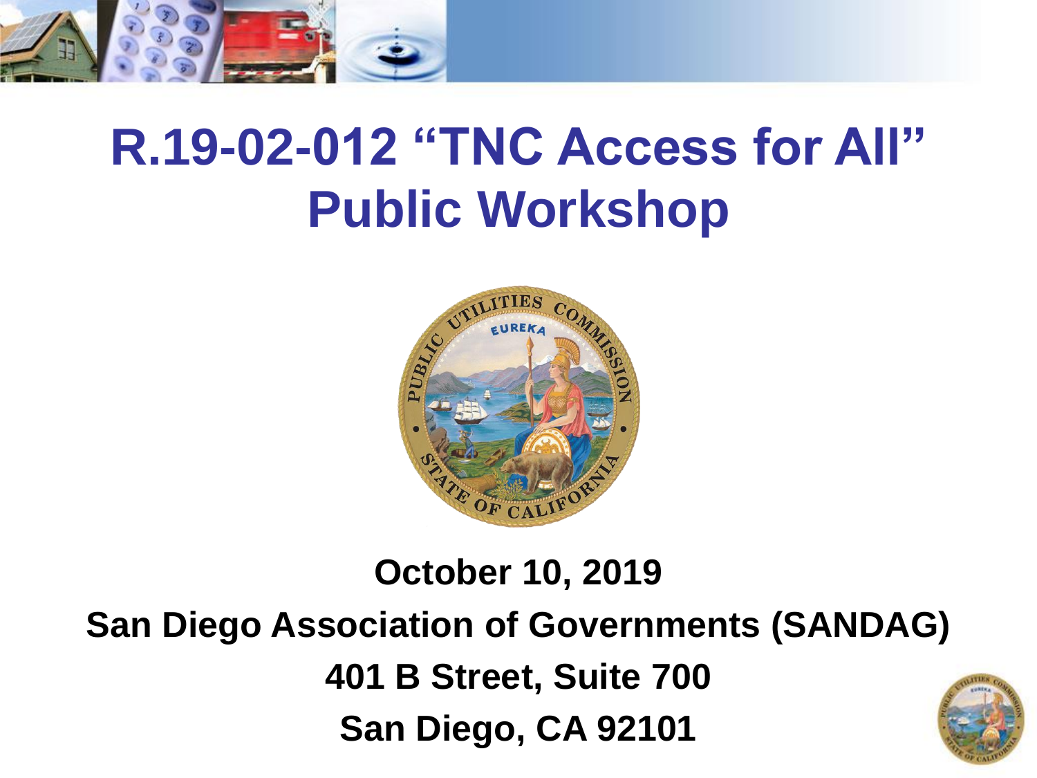# R.19-02-012 "TNC Access for All" Public Workshop

**October 10, 2019**

**San Diego Association of Governments (SANDAG)**

**401 B Street, Suite 700**

**San Diego, CA 92101**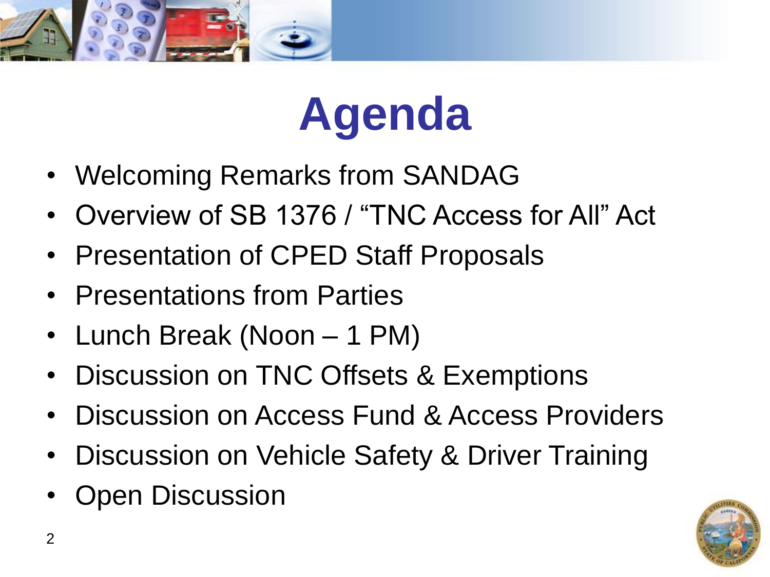# Agenda

- Welcoming Remarks from SANDAG
- Overview of SB 1376 / "TNC Access for All" Act
- Presentation of CPED Staff Proposals
- Presentations from Parties
- Lunch Break (Noon – 1 PM)
- Discussion on TNC Offsets & Exemptions
- Discussion on Access Fund & Access Providers
- Discussion on Vehicle Safety & Driver Training
- Open Discussion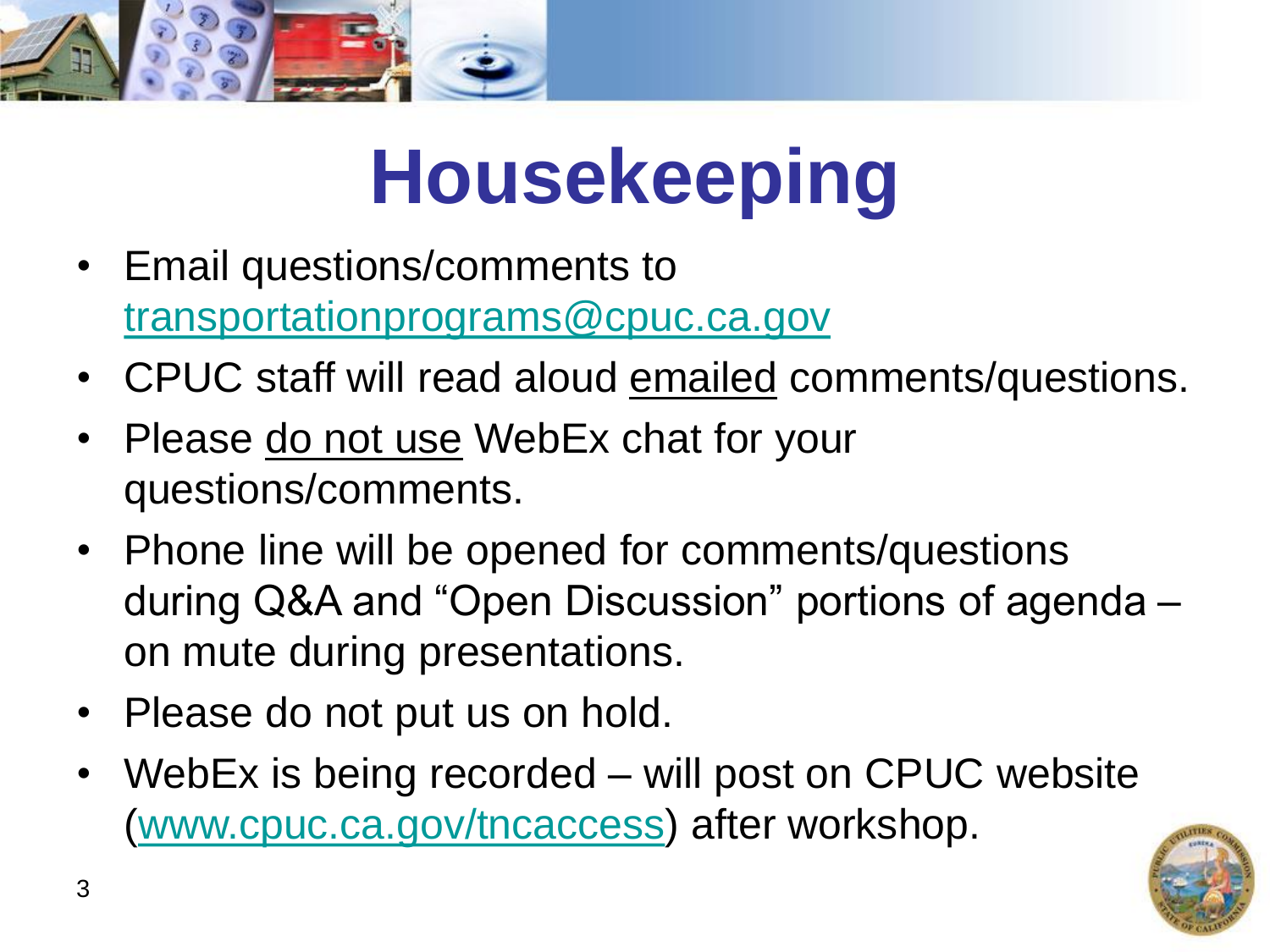# Housekeeping

- Email questions/comments to transportationprograms@cpuc.ca.gov
- CPUC staff will read aloud emailed comments/questions.
- Please do not use WebEx chat for your questions/comments.
- Phone line will be opened for comments/questions during Q&A and "Open Discussion" portions of agenda – on mute during presentations.
- Please do not put us on hold.
- WebEx is being recorded – will post on CPUC website (www.cpuc.ca.gov/tncaccess) after workshop.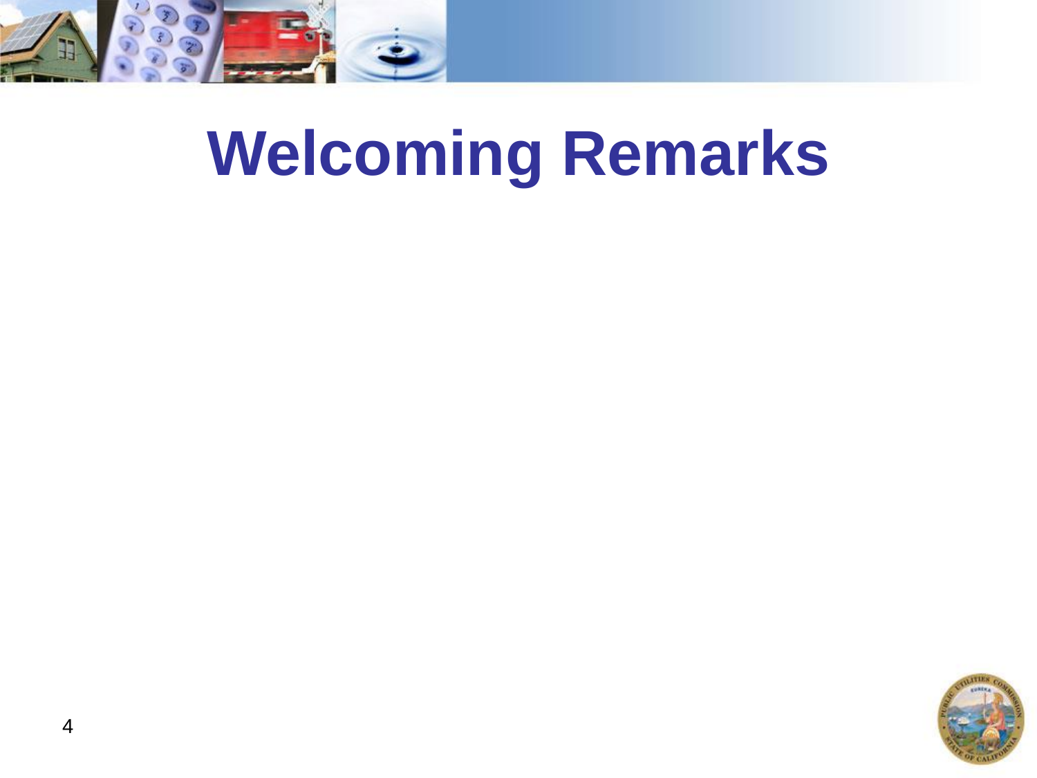# Welcoming Remarks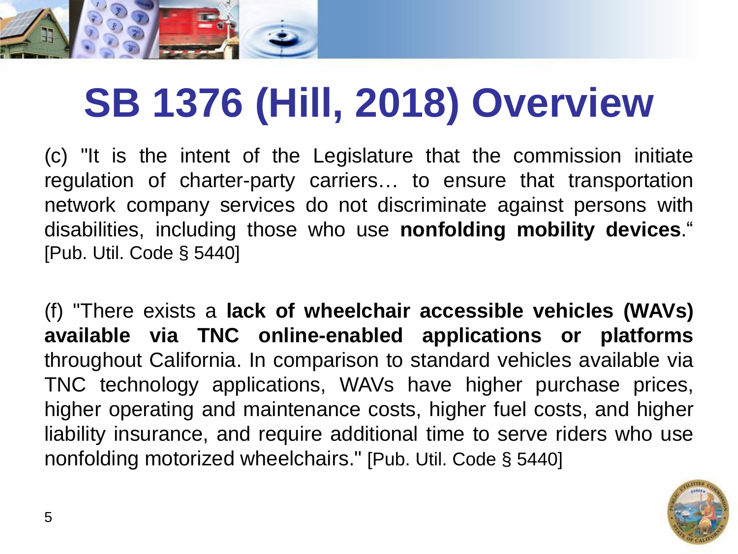# SB 1376 (Hill, 2018) Overview

(c) "It is the intent of the Legislature that the commission initiate regulation of charter-party carriers… to ensure that transportation network company services do not discriminate against persons with disabilities, including those who use **nonfolding mobility devices**." [Pub. Util. Code § 5440]

(f) "There exists a **lack of wheelchair accessible vehicles (WAVs) available via TNC online-enabled applications or platforms** throughout California. In comparison to standard vehicles available via TNC technology applications, WAVs have higher purchase prices, higher operating and maintenance costs, higher fuel costs, and higher liability insurance, and require additional time to serve riders who use nonfolding motorized wheelchairs." [Pub. Util. Code § 5440]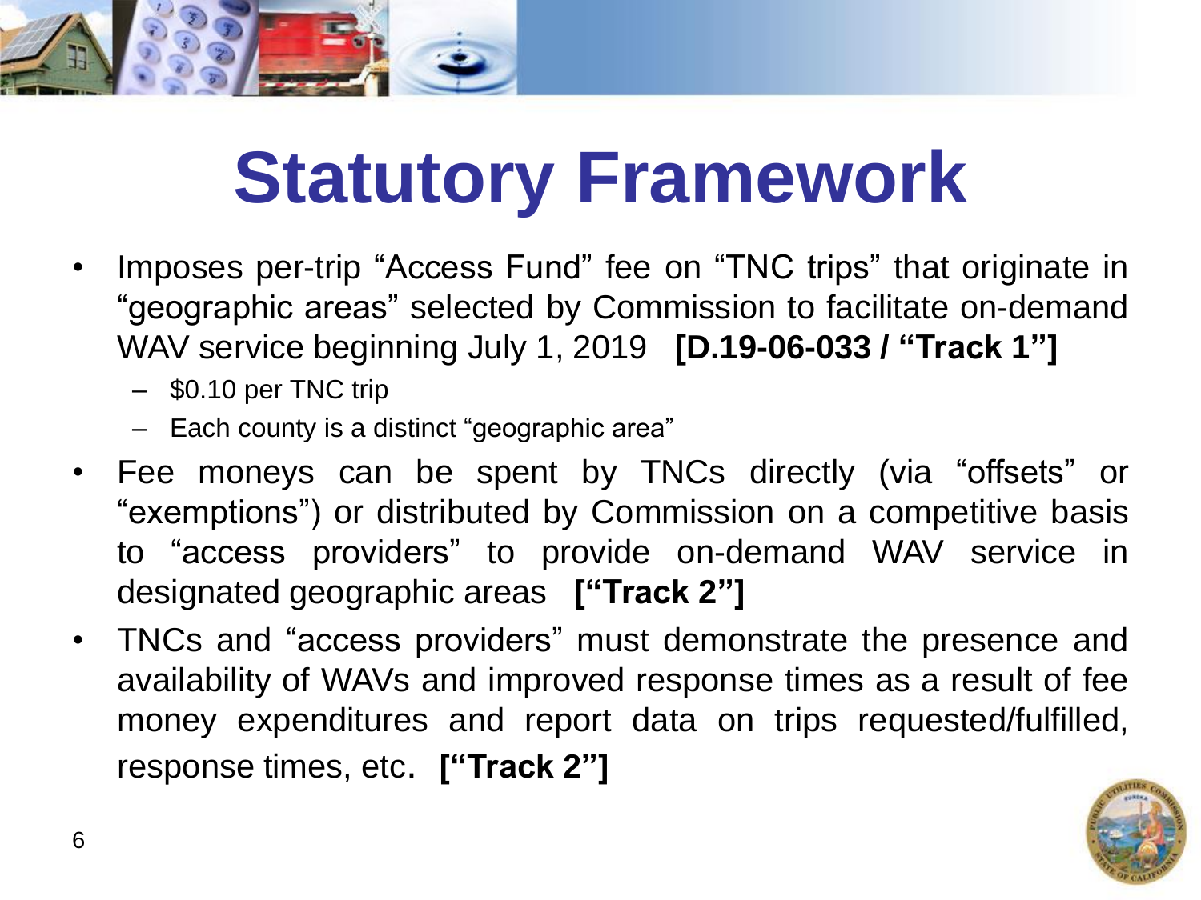# Statutory Framework

- Imposes per-trip "Access Fund" fee on "TNC trips" that originate in "geographic areas" selected by Commission to facilitate on-demand WAV service beginning July 1, 2019 **[D.19-06-033 / "Track 1"]**
  - $0.10 per TNC trip
  - Each county is a distinct "geographic area"
- Fee moneys can be spent by TNCs directly (via "offsets" or "exemptions") or distributed by Commission on a competitive basis to "access providers" to provide on-demand WAV service in designated geographic areas **["Track 2"]**
- TNCs and "access providers" must demonstrate the presence and availability of WAVs and improved response times as a result of fee money expenditures and report data on trips requested/fulfilled, response times, etc. **["Track 2"]**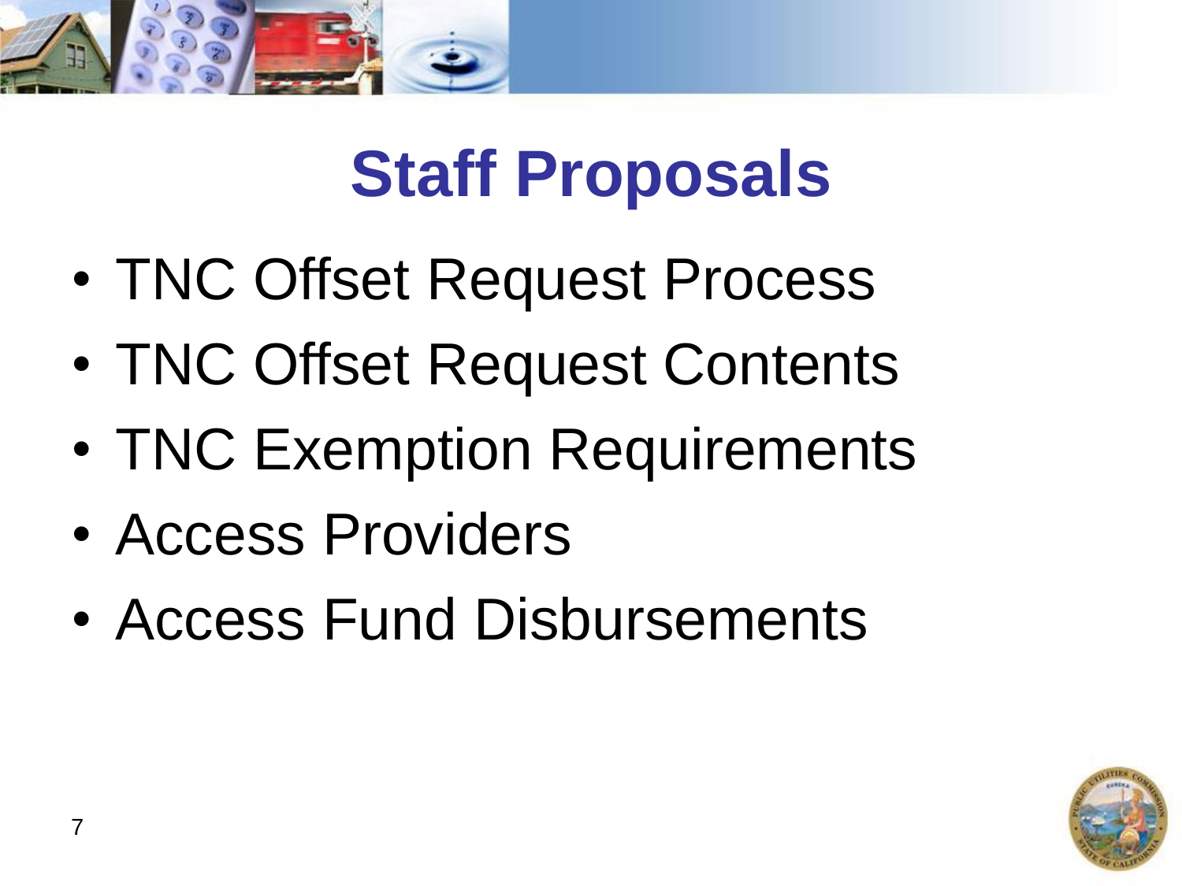# Staff Proposals

- TNC Offset Request Process
- TNC Offset Request Contents
- TNC Exemption Requirements
- Access Providers
- Access Fund Disbursements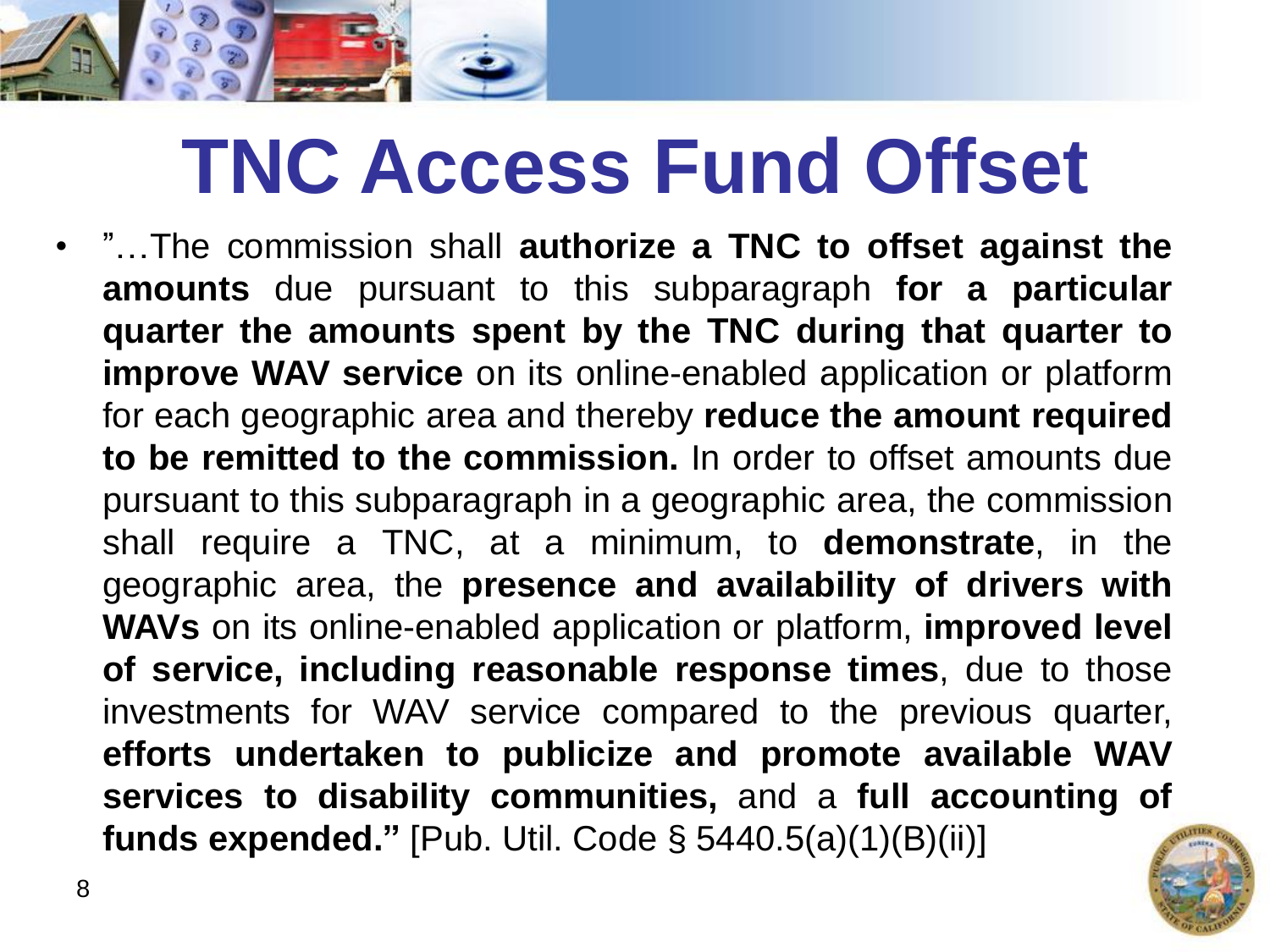# TNC Access Fund Offset

- ”…The commission shall **authorize a TNC to offset against the amounts** due pursuant to this subparagraph **for a particular quarter the amounts spent by the TNC during that quarter to improve WAV service** on its online-enabled application or platform for each geographic area and thereby **reduce the amount required to be remitted to the commission.** In order to offset amounts due pursuant to this subparagraph in a geographic area, the commission shall require a TNC, at a minimum, to **demonstrate**, in the geographic area, the **presence and availability of drivers with WAVs** on its online-enabled application or platform, **improved level of service, including reasonable response times**, due to those investments for WAV service compared to the previous quarter, **efforts undertaken to publicize and promote available WAV services to disability communities,** and a **full accounting of funds expended.”** [Pub. Util. Code § 5440.5(a)(1)(B)(ii)]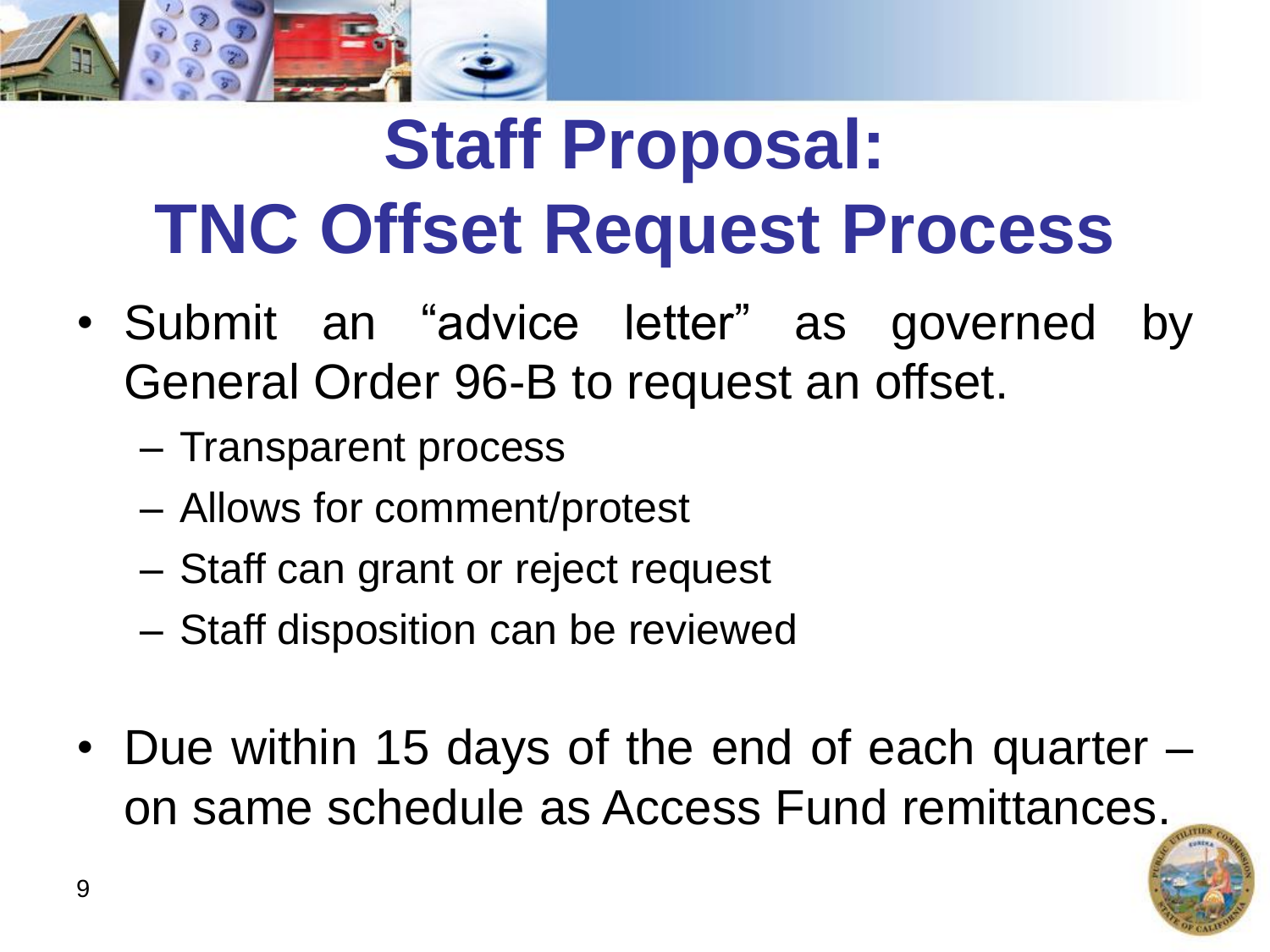# Staff Proposal: TNC Offset Request Process

- Submit an “advice letter” as governed by General Order 96-B to request an offset.
  - Transparent process
  - Allows for comment/protest
  - Staff can grant or reject request
  - Staff disposition can be reviewed
- Due within 15 days of the end of each quarter – on same schedule as Access Fund remittances.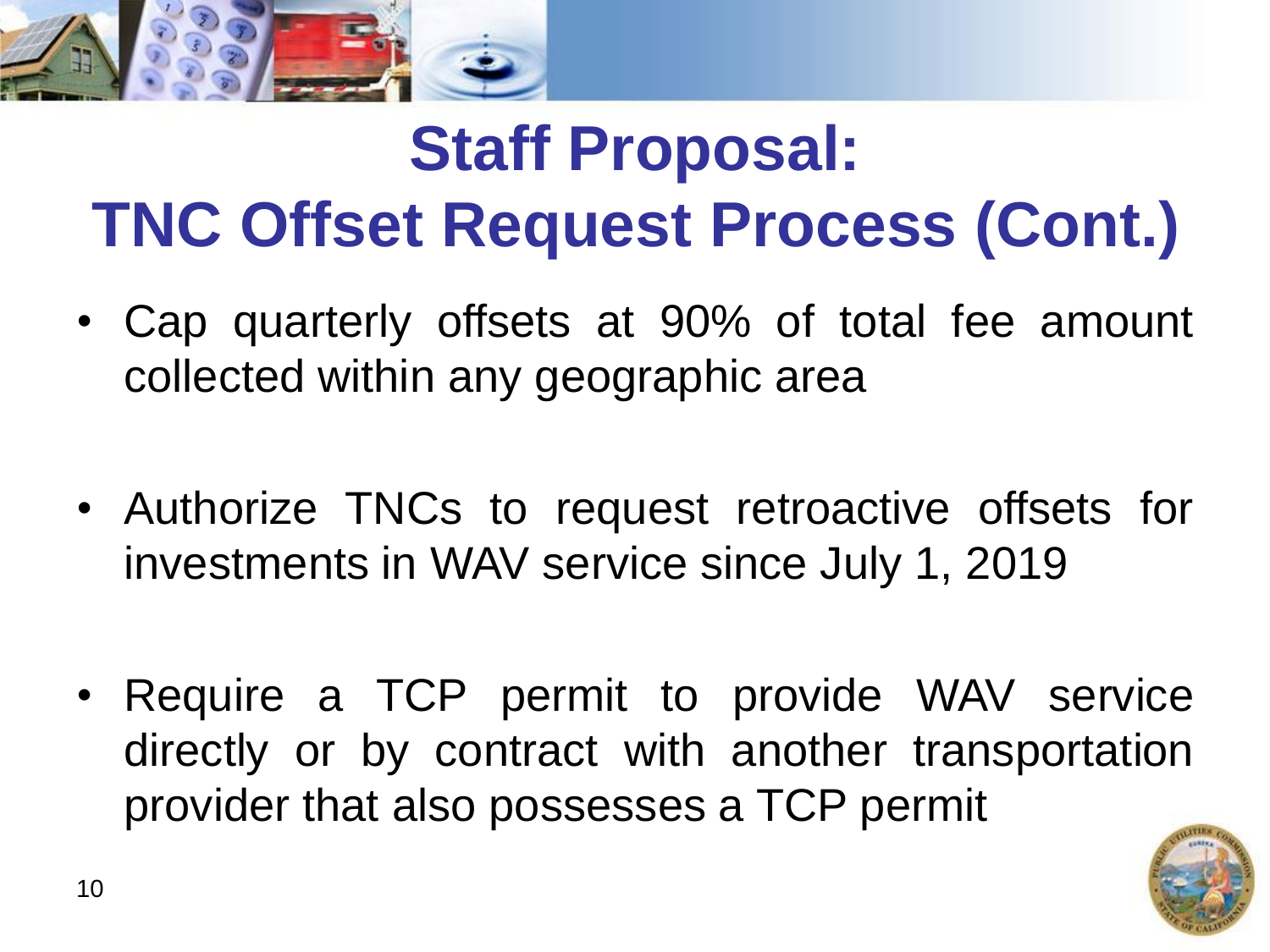# Staff Proposal: TNC Offset Request Process (Cont.)

- Cap quarterly offsets at 90% of total fee amount collected within any geographic area

- Authorize TNCs to request retroactive offsets for investments in WAV service since July 1, 2019

- Require a TCP permit to provide WAV service directly or by contract with another transportation provider that also possesses a TCP permit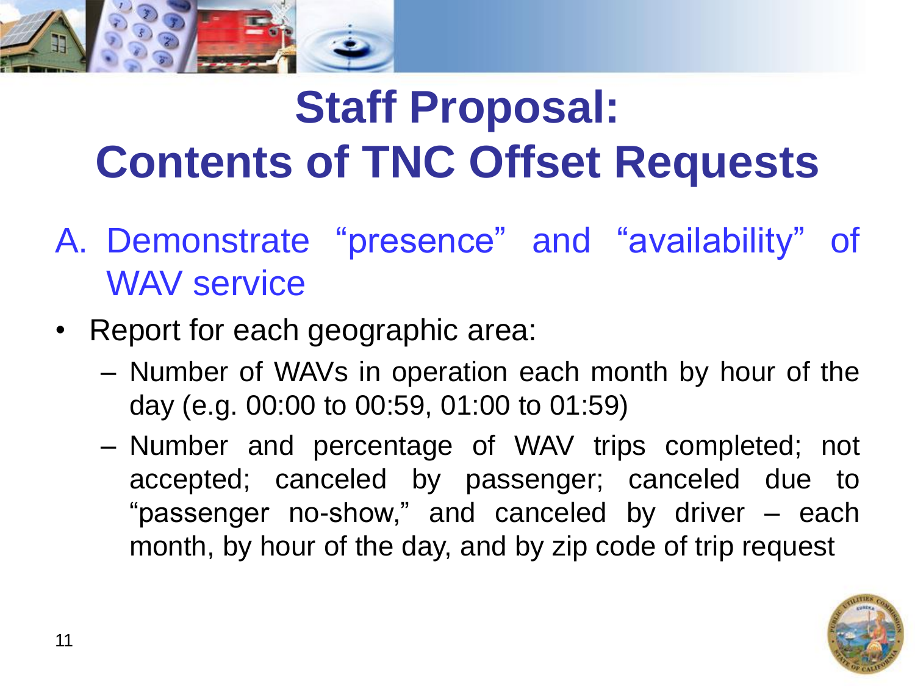# Staff Proposal: Contents of TNC Offset Requests

A. Demonstrate "presence" and "availability" of WAV service

- Report for each geographic area:
  - Number of WAVs in operation each month by hour of the day (e.g. 00:00 to 00:59, 01:00 to 01:59)
  - Number and percentage of WAV trips completed; not accepted; canceled by passenger; canceled due to "passenger no-show," and canceled by driver – each month, by hour of the day, and by zip code of trip request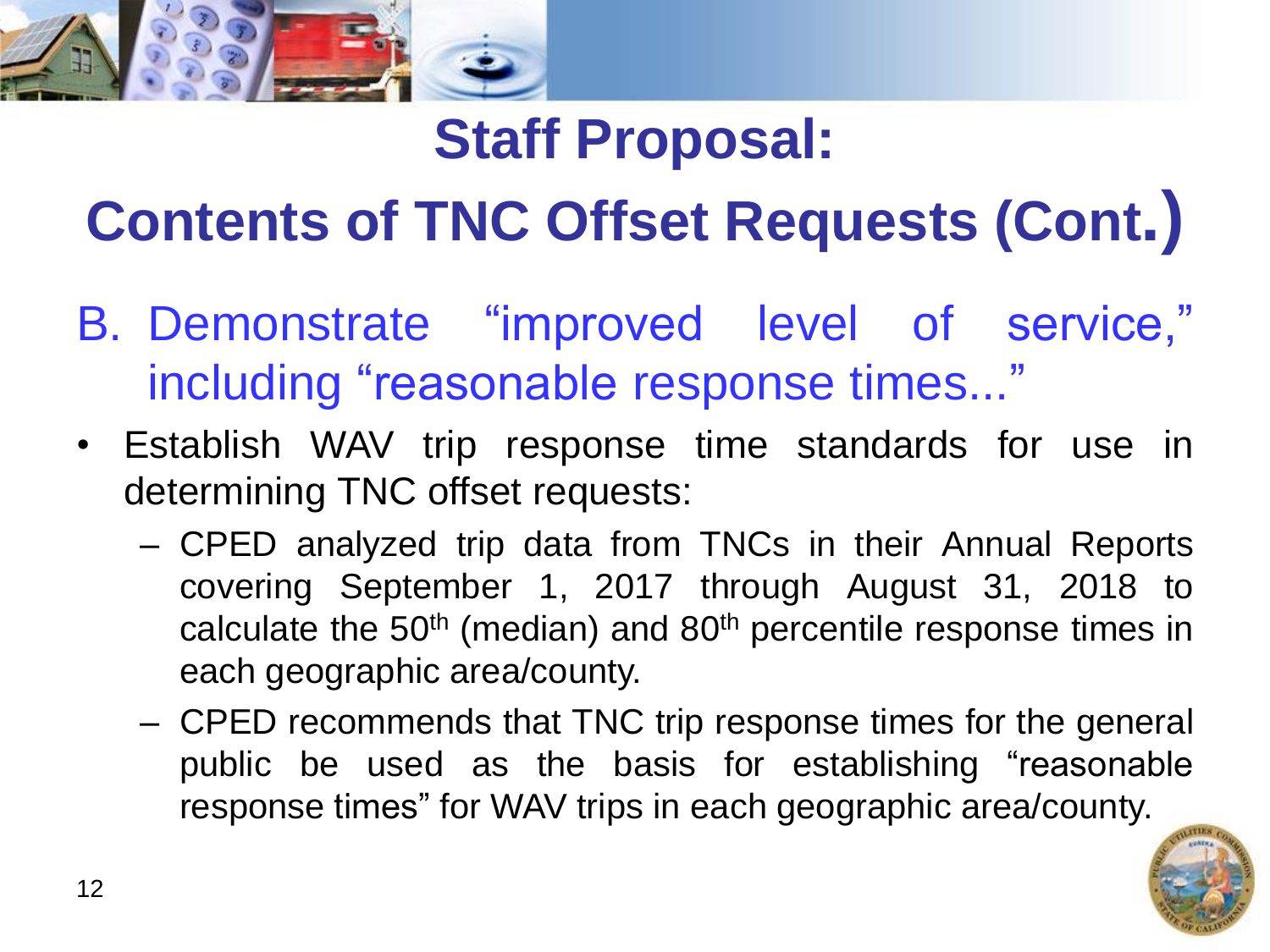# Staff Proposal:

# Contents of TNC Offset Requests (Cont.)

B. Demonstrate “improved level of service,” including “reasonable response times...”

- Establish WAV trip response time standards for use in determining TNC offset requests:
  - CPED analyzed trip data from TNCs in their Annual Reports covering September 1, 2017 through August 31, 2018 to calculate the 50th (median) and 80th percentile response times in each geographic area/county.
  - CPED recommends that TNC trip response times for the general public be used as the basis for establishing “reasonable response times” for WAV trips in each geographic area/county.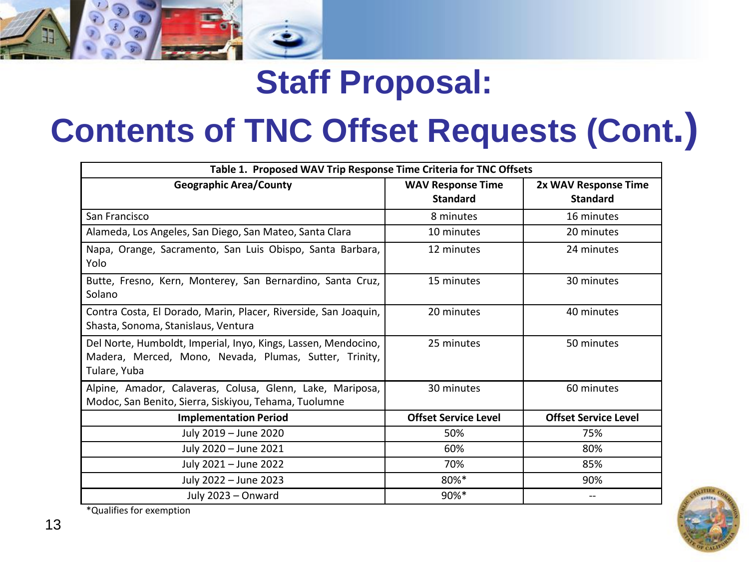# Staff Proposal:

# Contents of TNC Offset Requests (Cont.)

| Table 1. Proposed WAV Trip Response Time Criteria for TNC Offsets | | |
|---|---|---|
| **Geographic Area/County** | **WAV Response Time Standard** | **2x WAV Response Time Standard** |
| San Francisco | 8 minutes | 16 minutes |
| Alameda, Los Angeles, San Diego, San Mateo, Santa Clara | 10 minutes | 20 minutes |
| Napa, Orange, Sacramento, San Luis Obispo, Santa Barbara, Yolo | 12 minutes | 24 minutes |
| Butte, Fresno, Kern, Monterey, San Bernardino, Santa Cruz, Solano | 15 minutes | 30 minutes |
| Contra Costa, El Dorado, Marin, Placer, Riverside, San Joaquin, Shasta, Sonoma, Stanislaus, Ventura | 20 minutes | 40 minutes |
| Del Norte, Humboldt, Imperial, Inyo, Kings, Lassen, Mendocino, Madera, Merced, Mono, Nevada, Plumas, Sutter, Trinity, Tulare, Yuba | 25 minutes | 50 minutes |
| Alpine, Amador, Calaveras, Colusa, Glenn, Lake, Mariposa, Modoc, San Benito, Sierra, Siskiyou, Tehama, Tuolumne | 30 minutes | 60 minutes |
| **Implementation Period** | **Offset Service Level** | **Offset Service Level** |
| July 2019 – June 2020 | 50% | 75% |
| July 2020 – June 2021 | 60% | 80% |
| July 2021 – June 2022 | 70% | 85% |
| July 2022 – June 2023 | 80%* | 90% |
| July 2023 – Onward | 90%* | -- |

*Qualifies for exemption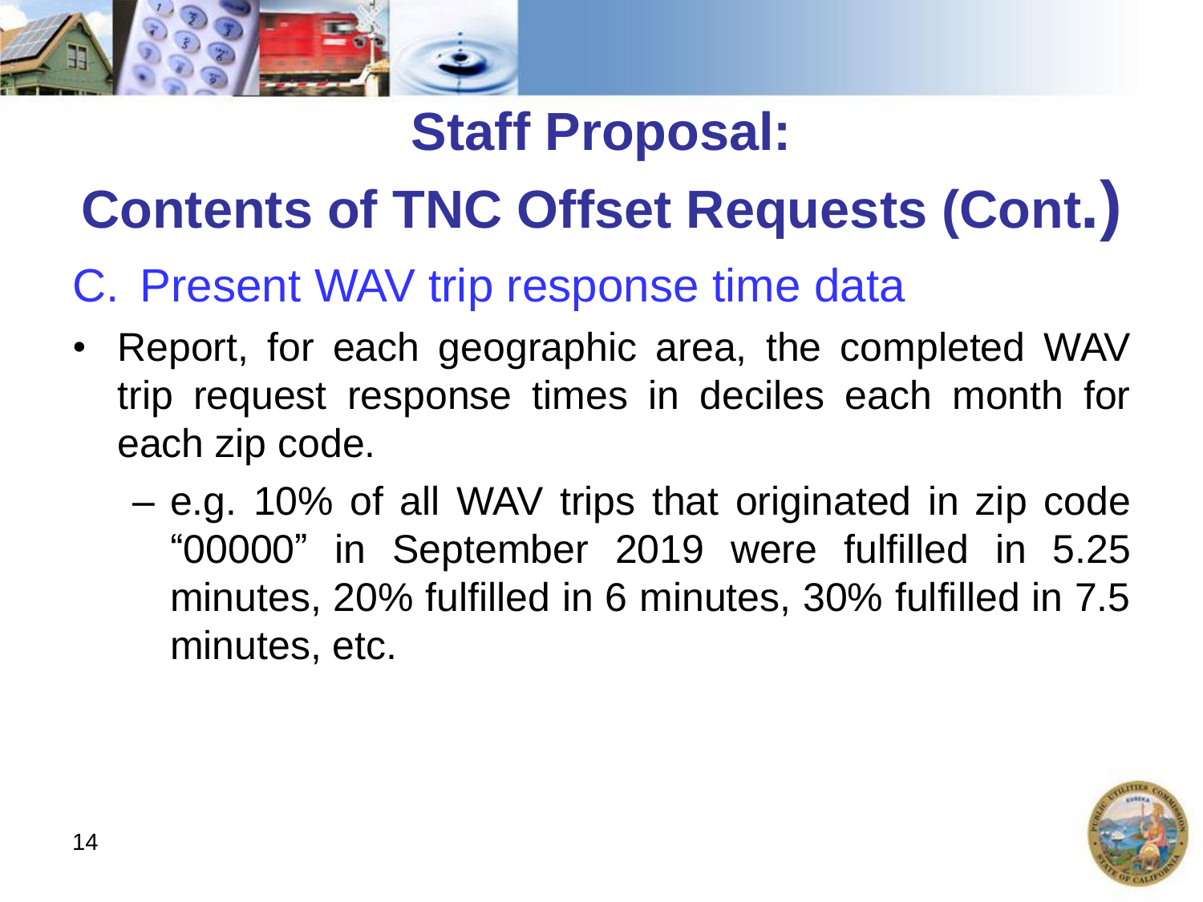# Staff Proposal:

# Contents of TNC Offset Requests (Cont.)

## C. Present WAV trip response time data

- Report, for each geographic area, the completed WAV trip request response times in deciles each month for each zip code.
  - e.g. 10% of all WAV trips that originated in zip code "00000" in September 2019 were fulfilled in 5.25 minutes, 20% fulfilled in 6 minutes, 30% fulfilled in 7.5 minutes, etc.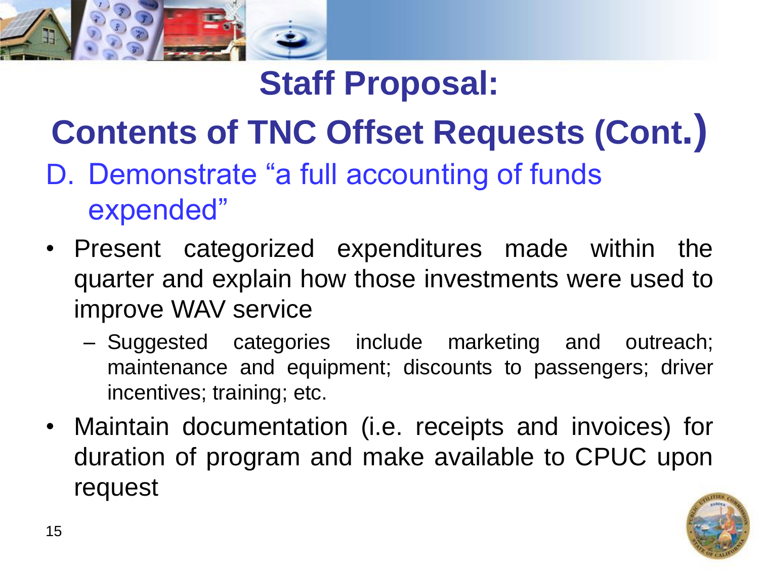# Staff Proposal:

## Contents of TNC Offset Requests (Cont.)

D. Demonstrate “a full accounting of funds expended”

- Present categorized expenditures made within the quarter and explain how those investments were used to improve WAV service
  - Suggested categories include marketing and outreach; maintenance and equipment; discounts to passengers; driver incentives; training; etc.
- Maintain documentation (i.e. receipts and invoices) for duration of program and make available to CPUC upon request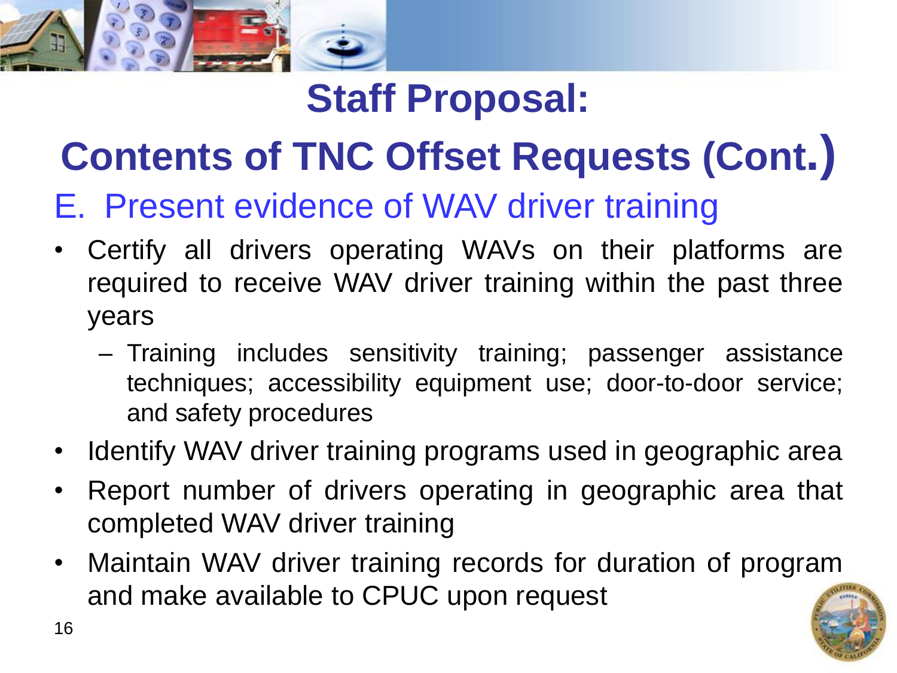# Staff Proposal:

# Contents of TNC Offset Requests (Cont.)

## E. Present evidence of WAV driver training

- Certify all drivers operating WAVs on their platforms are required to receive WAV driver training within the past three years
  - Training includes sensitivity training; passenger assistance techniques; accessibility equipment use; door-to-door service; and safety procedures
- Identify WAV driver training programs used in geographic area
- Report number of drivers operating in geographic area that completed WAV driver training
- Maintain WAV driver training records for duration of program and make available to CPUC upon request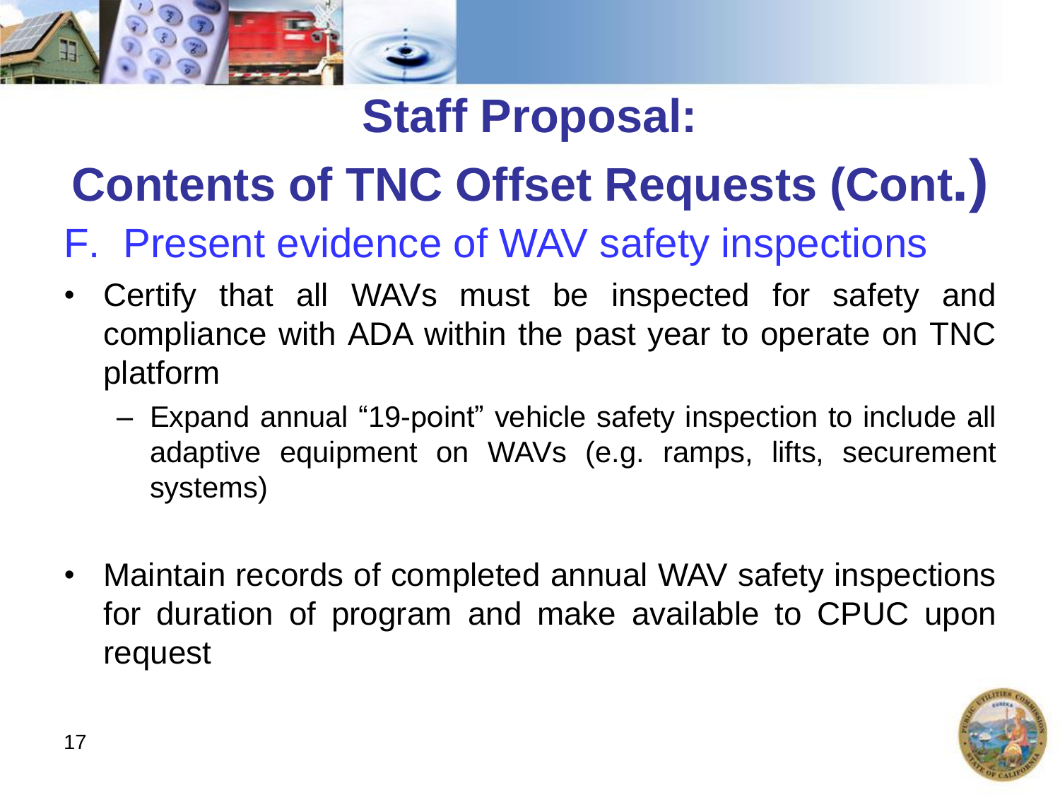# Staff Proposal:

# Contents of TNC Offset Requests (Cont.)

## F. Present evidence of WAV safety inspections

- Certify that all WAVs must be inspected for safety and compliance with ADA within the past year to operate on TNC platform
  - Expand annual "19-point" vehicle safety inspection to include all adaptive equipment on WAVs (e.g. ramps, lifts, securement systems)

- Maintain records of completed annual WAV safety inspections for duration of program and make available to CPUC upon request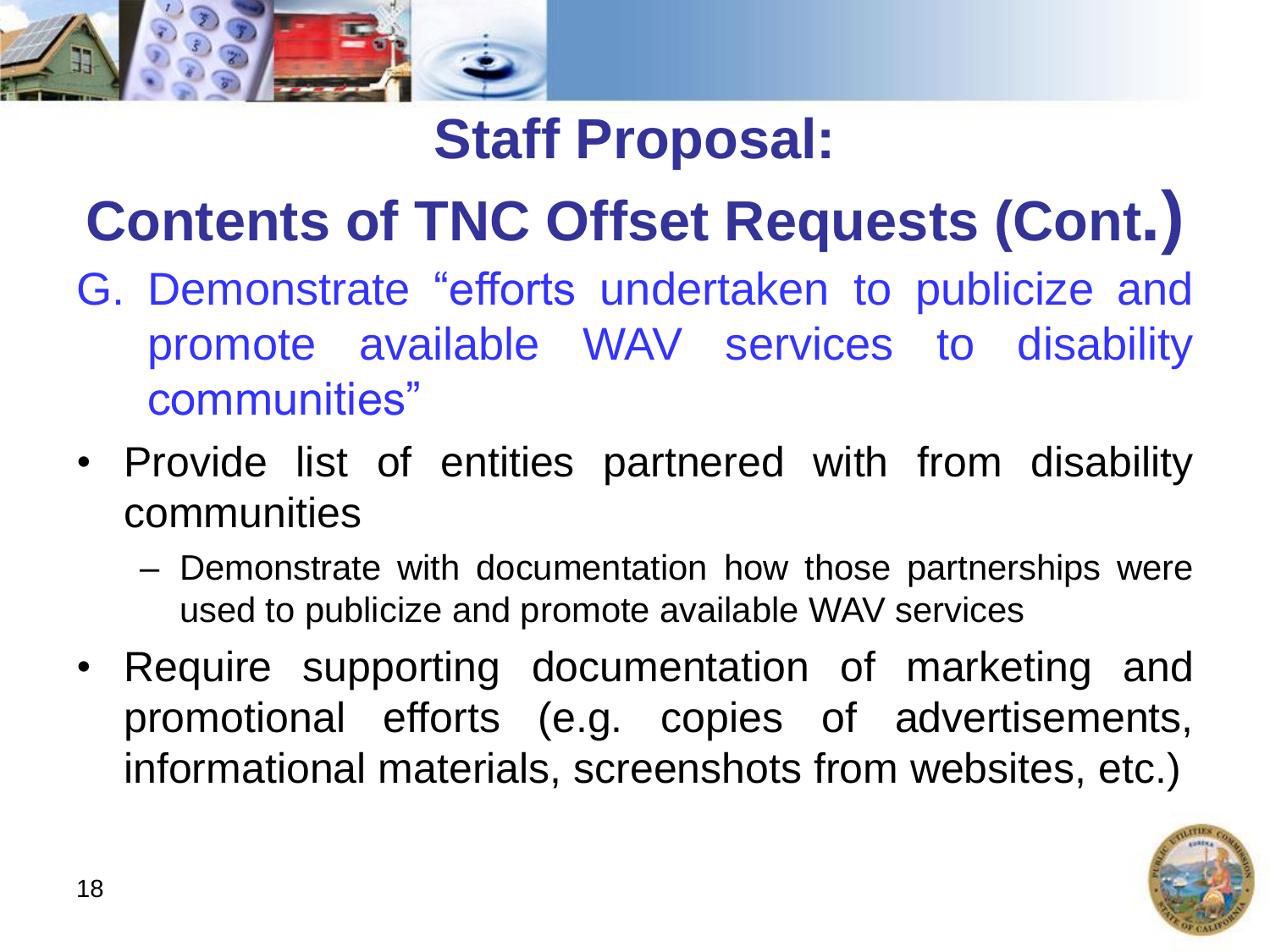# Staff Proposal: Contents of TNC Offset Requests (Cont.)

G. Demonstrate "efforts undertaken to publicize and promote available WAV services to disability communities"

- Provide list of entities partnered with from disability communities
  - Demonstrate with documentation how those partnerships were used to publicize and promote available WAV services
- Require supporting documentation of marketing and promotional efforts (e.g. copies of advertisements, informational materials, screenshots from websites, etc.)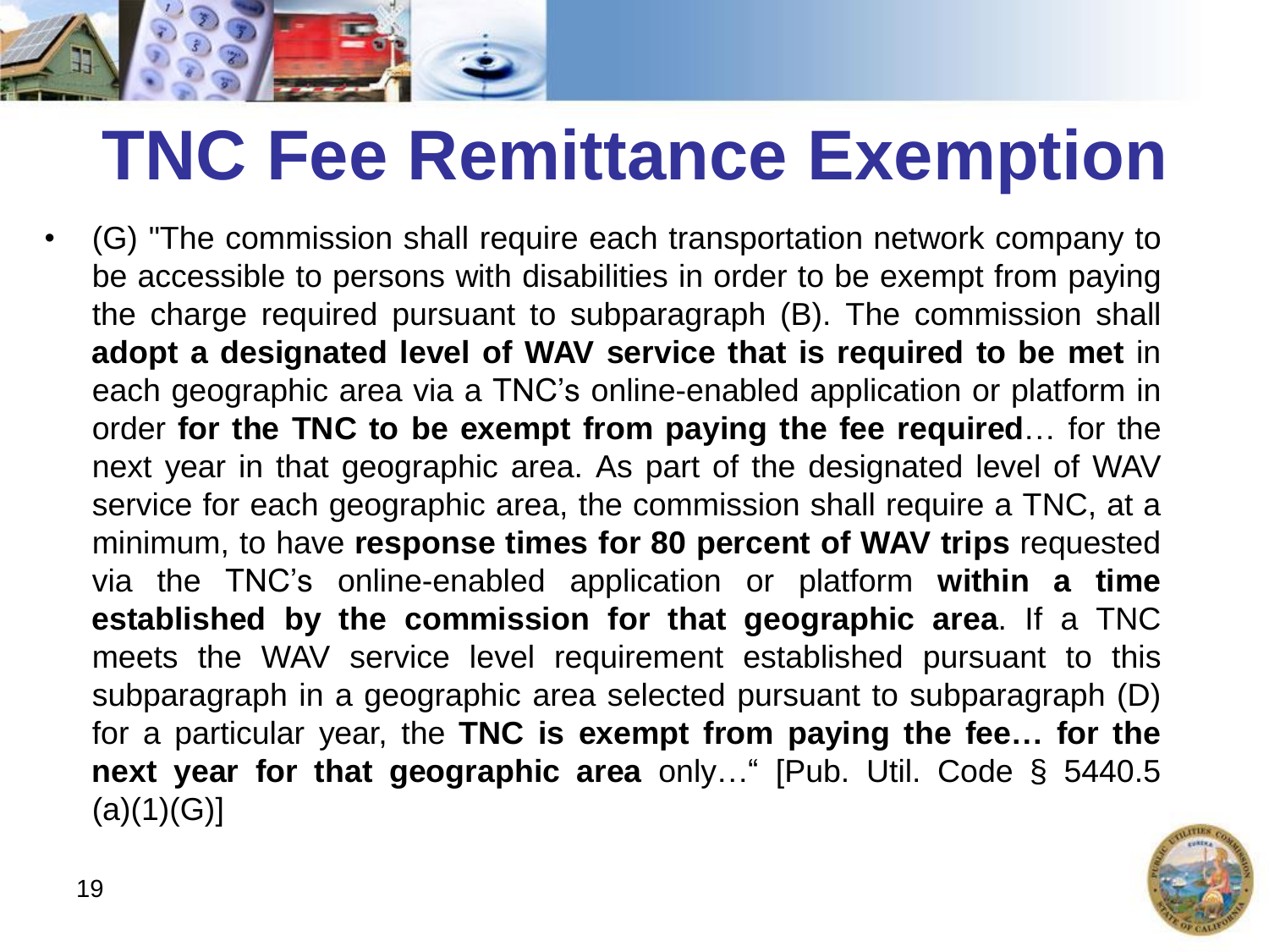# TNC Fee Remittance Exemption

- (G) "The commission shall require each transportation network company to be accessible to persons with disabilities in order to be exempt from paying the charge required pursuant to subparagraph (B). The commission shall **adopt a designated level of WAV service that is required to be met** in each geographic area via a TNC's online-enabled application or platform in order **for the TNC to be exempt from paying the fee required**… for the next year in that geographic area. As part of the designated level of WAV service for each geographic area, the commission shall require a TNC, at a minimum, to have **response times for 80 percent of WAV trips** requested via the TNC's online-enabled application or platform **within a time established by the commission for that geographic area**. If a TNC meets the WAV service level requirement established pursuant to this subparagraph in a geographic area selected pursuant to subparagraph (D) for a particular year, the **TNC is exempt from paying the fee… for the next year for that geographic area** only…" [Pub. Util. Code § 5440.5 (a)(1)(G)]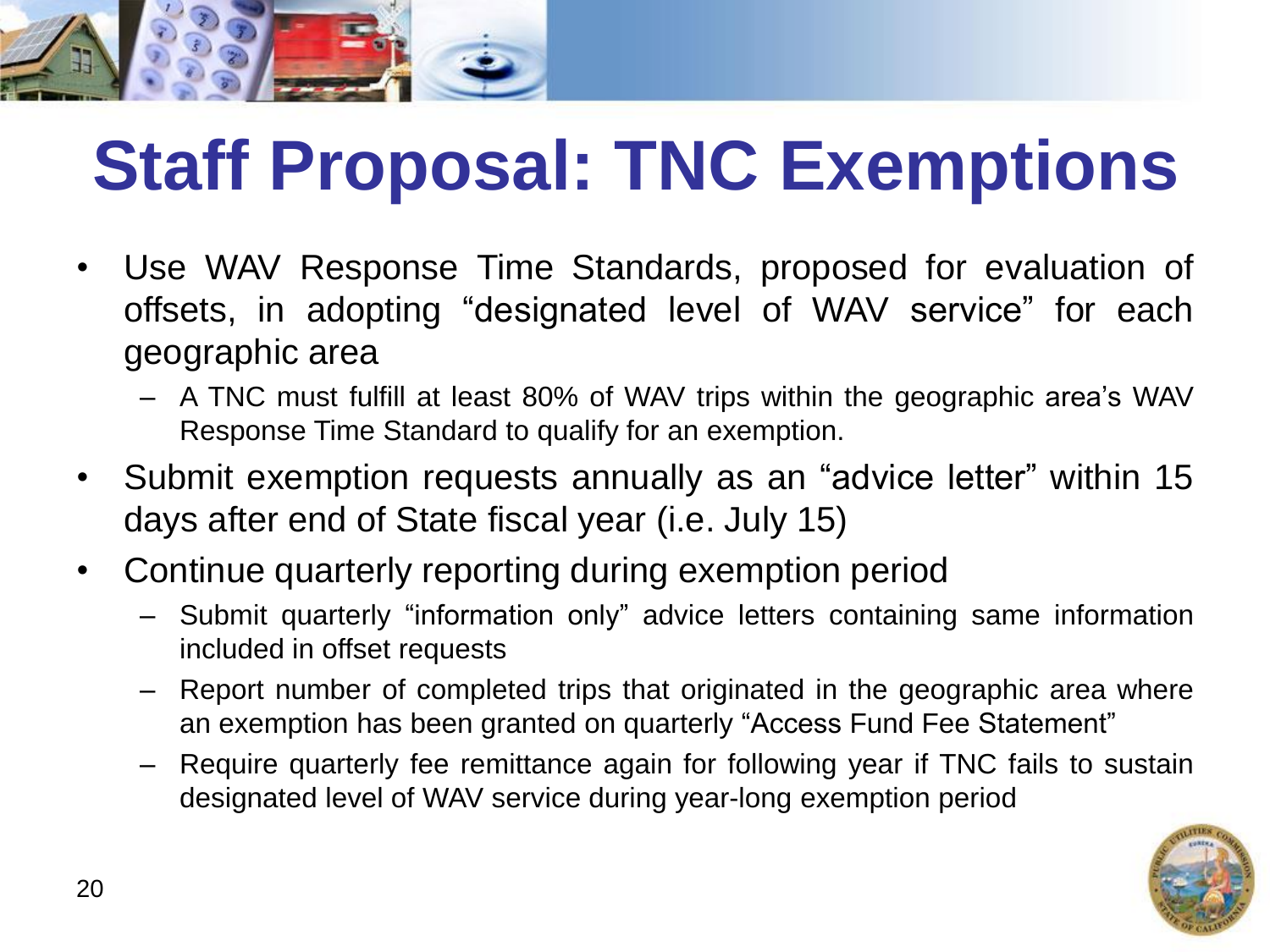# Staff Proposal: TNC Exemptions

- Use WAV Response Time Standards, proposed for evaluation of offsets, in adopting "designated level of WAV service" for each geographic area
  - A TNC must fulfill at least 80% of WAV trips within the geographic area's WAV Response Time Standard to qualify for an exemption.
- Submit exemption requests annually as an "advice letter" within 15 days after end of State fiscal year (i.e. July 15)
- Continue quarterly reporting during exemption period
  - Submit quarterly "information only" advice letters containing same information included in offset requests
  - Report number of completed trips that originated in the geographic area where an exemption has been granted on quarterly "Access Fund Fee Statement"
  - Require quarterly fee remittance again for following year if TNC fails to sustain designated level of WAV service during year-long exemption period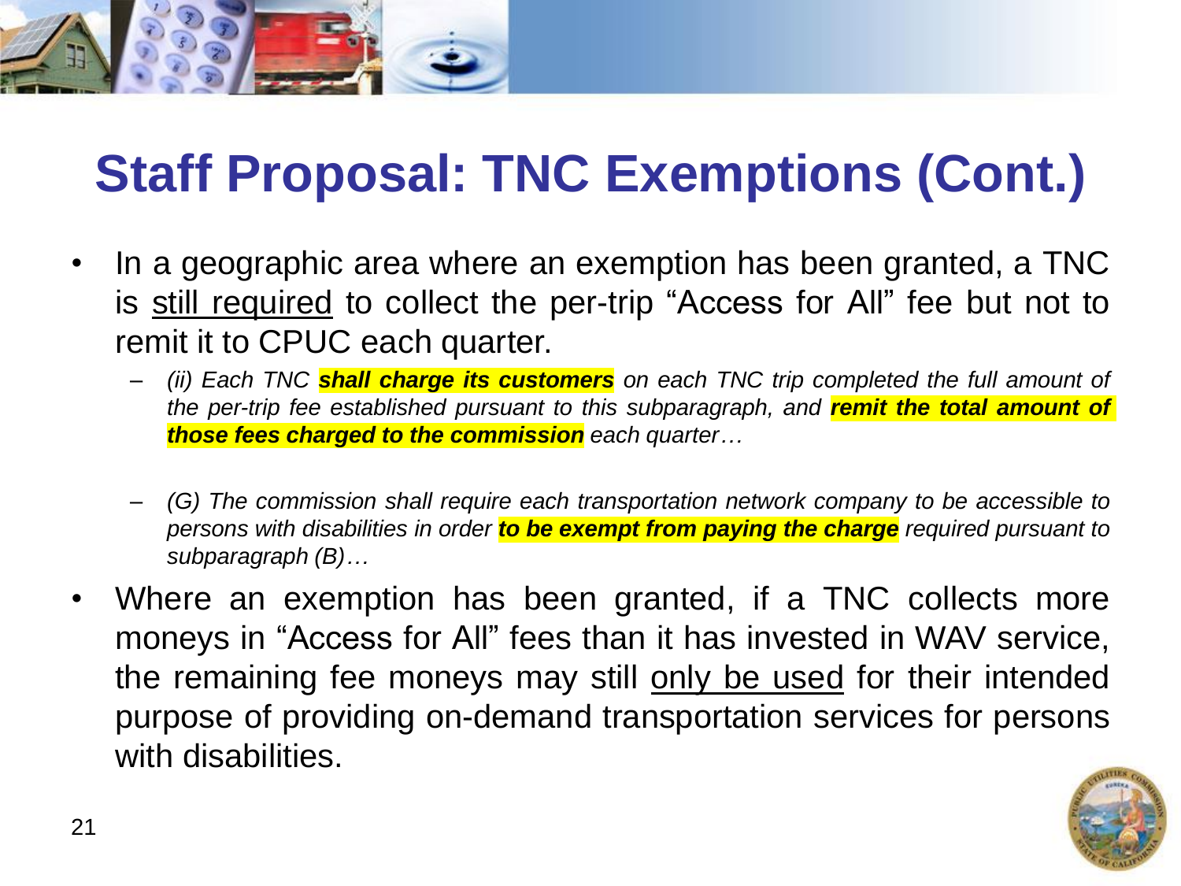# Staff Proposal: TNC Exemptions (Cont.)

- In a geographic area where an exemption has been granted, a TNC is <u>still required</u> to collect the per-trip "Access for All" fee but not to remit it to CPUC each quarter.
  - *(ii) Each TNC* ***shall charge its customers*** *on each TNC trip completed the full amount of the per-trip fee established pursuant to this subparagraph, and* ***remit the total amount of those fees charged to the commission*** *each quarter…*
  - *(G) The commission shall require each transportation network company to be accessible to persons with disabilities in order* ***to be exempt from paying the charge*** *required pursuant to subparagraph (B)…*
- Where an exemption has been granted, if a TNC collects more moneys in "Access for All" fees than it has invested in WAV service, the remaining fee moneys may still <u>only be used</u> for their intended purpose of providing on-demand transportation services for persons with disabilities.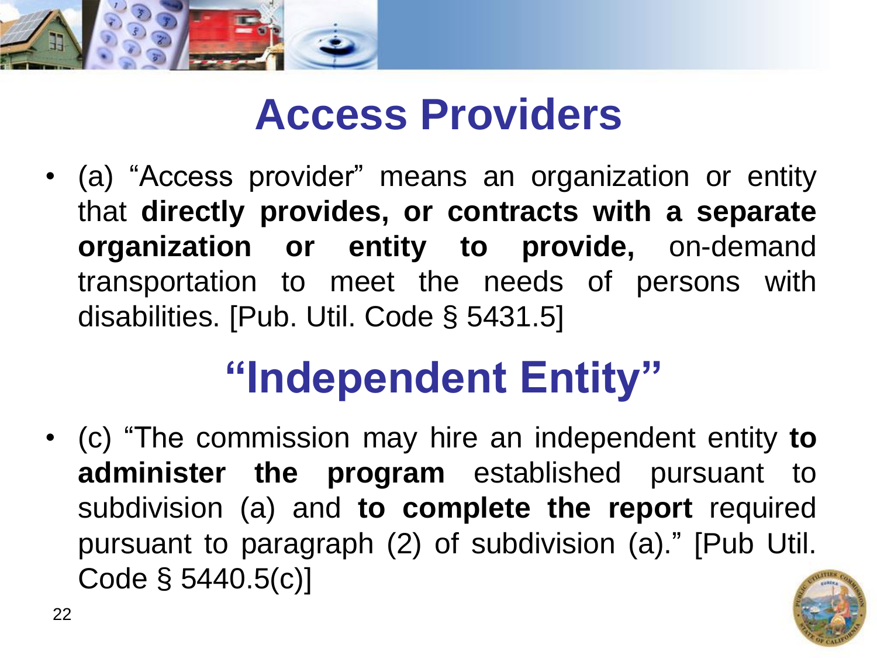# Access Providers

- (a) "Access provider" means an organization or entity that **directly provides, or contracts with a separate organization or entity to provide,** on-demand transportation to meet the needs of persons with disabilities. [Pub. Util. Code § 5431.5]

# "Independent Entity"

- (c) "The commission may hire an independent entity **to administer the program** established pursuant to subdivision (a) and **to complete the report** required pursuant to paragraph (2) of subdivision (a)." [Pub Util. Code § 5440.5(c)]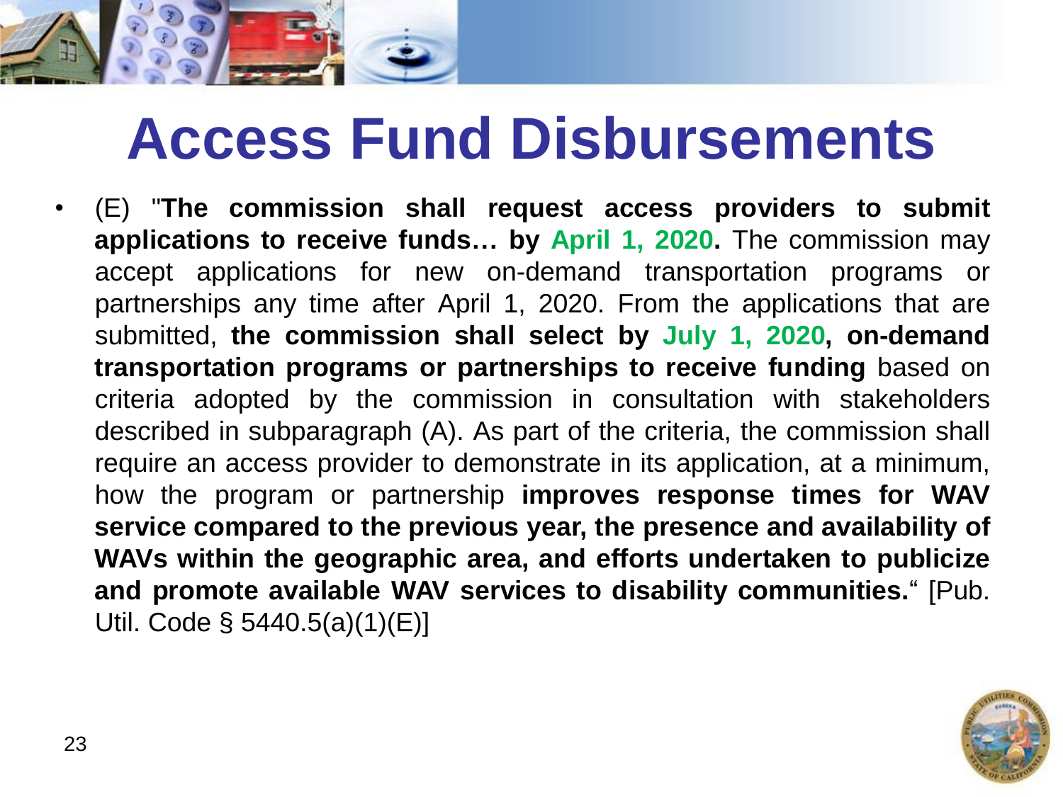# Access Fund Disbursements

- (E) "**The commission shall request access providers to submit applications to receive funds… by April 1, 2020.** The commission may accept applications for new on-demand transportation programs or partnerships any time after April 1, 2020. From the applications that are submitted, **the commission shall select by July 1, 2020, on-demand transportation programs or partnerships to receive funding** based on criteria adopted by the commission in consultation with stakeholders described in subparagraph (A). As part of the criteria, the commission shall require an access provider to demonstrate in its application, at a minimum, how the program or partnership **improves response times for WAV service compared to the previous year, the presence and availability of WAVs within the geographic area, and efforts undertaken to publicize and promote available WAV services to disability communities.**" [Pub. Util. Code § 5440.5(a)(1)(E)]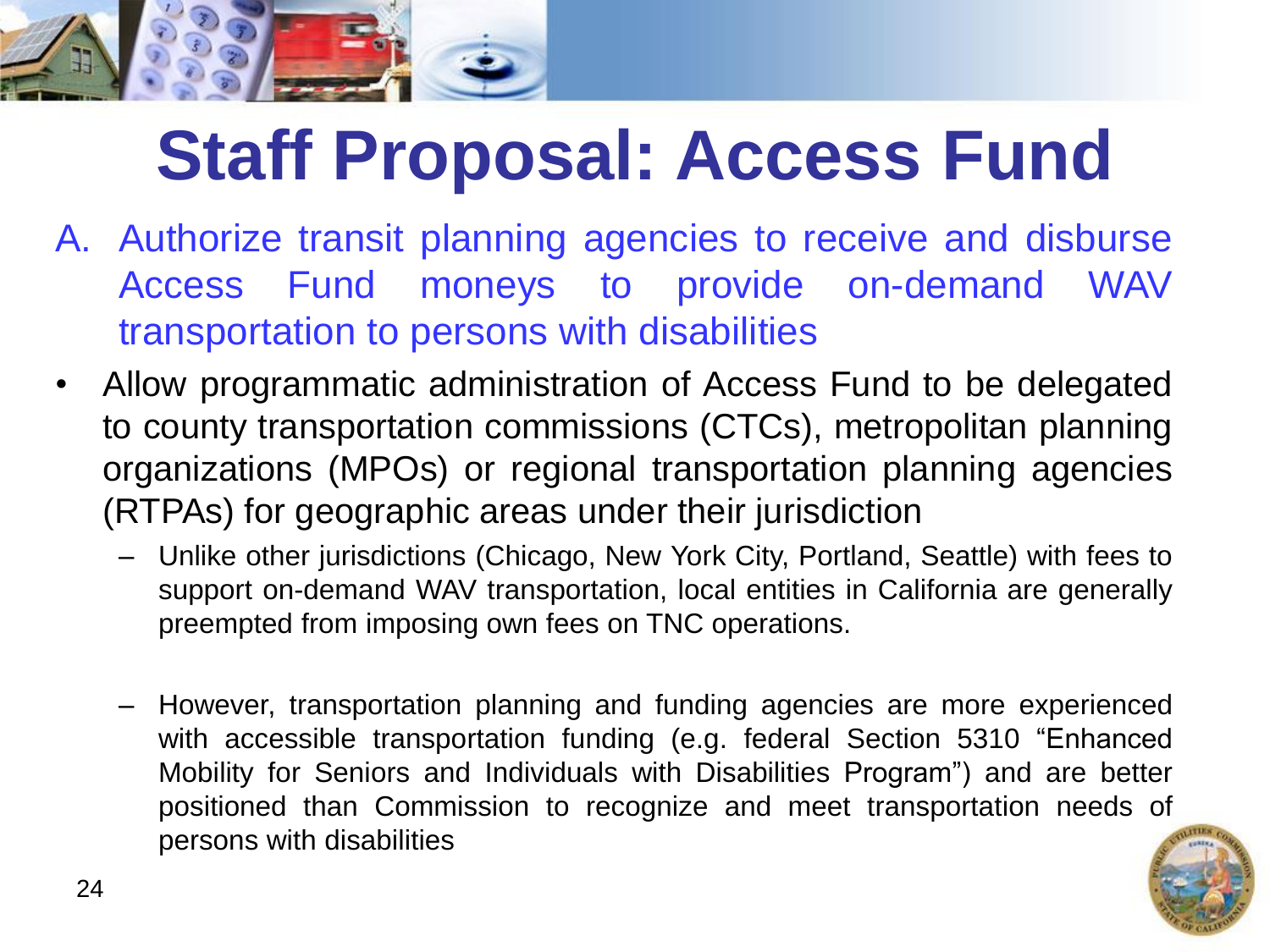# Staff Proposal: Access Fund

A. Authorize transit planning agencies to receive and disburse Access Fund moneys to provide on-demand WAV transportation to persons with disabilities

- Allow programmatic administration of Access Fund to be delegated to county transportation commissions (CTCs), metropolitan planning organizations (MPOs) or regional transportation planning agencies (RTPAs) for geographic areas under their jurisdiction
  - Unlike other jurisdictions (Chicago, New York City, Portland, Seattle) with fees to support on-demand WAV transportation, local entities in California are generally preempted from imposing own fees on TNC operations.
  - However, transportation planning and funding agencies are more experienced with accessible transportation funding (e.g. federal Section 5310 "Enhanced Mobility for Seniors and Individuals with Disabilities Program") and are better positioned than Commission to recognize and meet transportation needs of persons with disabilities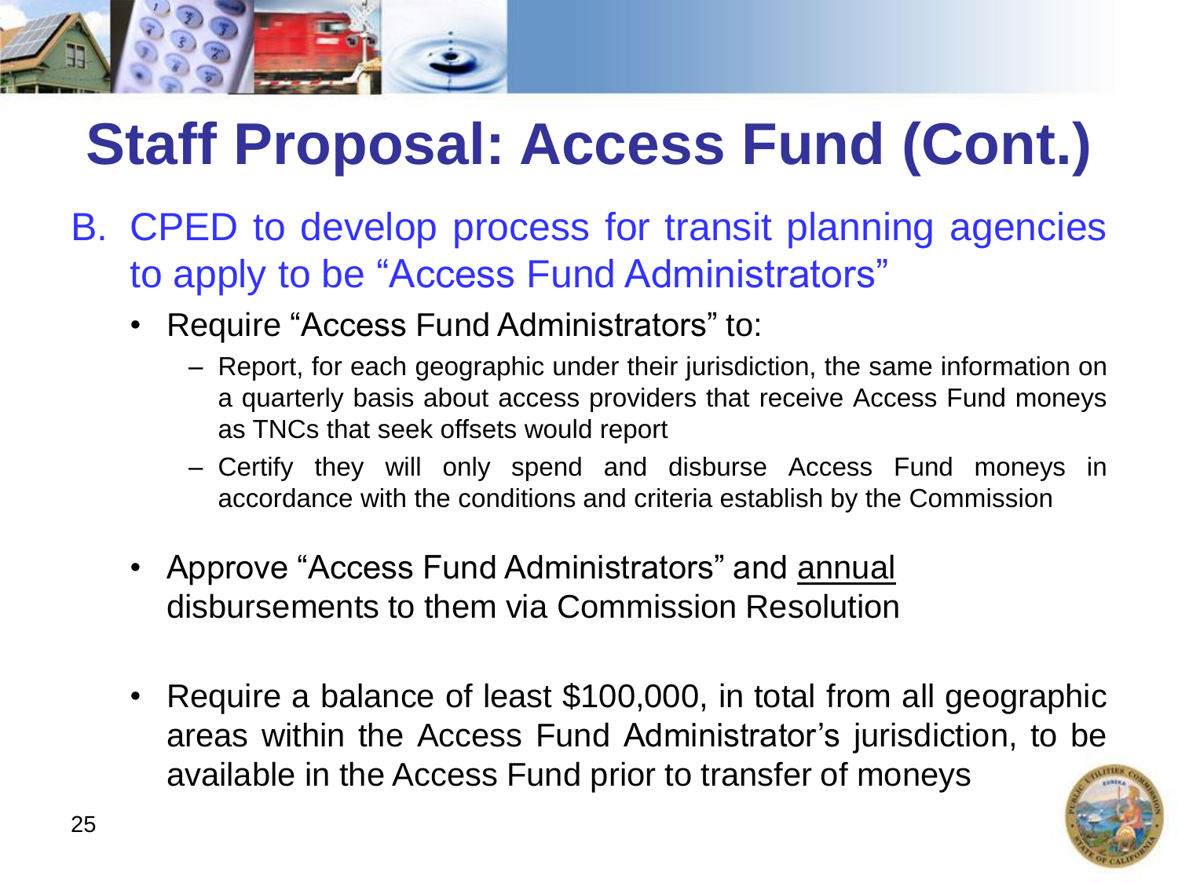# Staff Proposal: Access Fund (Cont.)

B. CPED to develop process for transit planning agencies to apply to be "Access Fund Administrators"

- Require "Access Fund Administrators" to:
  - Report, for each geographic under their jurisdiction, the same information on a quarterly basis about access providers that receive Access Fund moneys as TNCs that seek offsets would report
  - Certify they will only spend and disburse Access Fund moneys in accordance with the conditions and criteria establish by the Commission
- Approve "Access Fund Administrators" and <u>annual</u> disbursements to them via Commission Resolution
- Require a balance of least $100,000, in total from all geographic areas within the Access Fund Administrator's jurisdiction, to be available in the Access Fund prior to transfer of moneys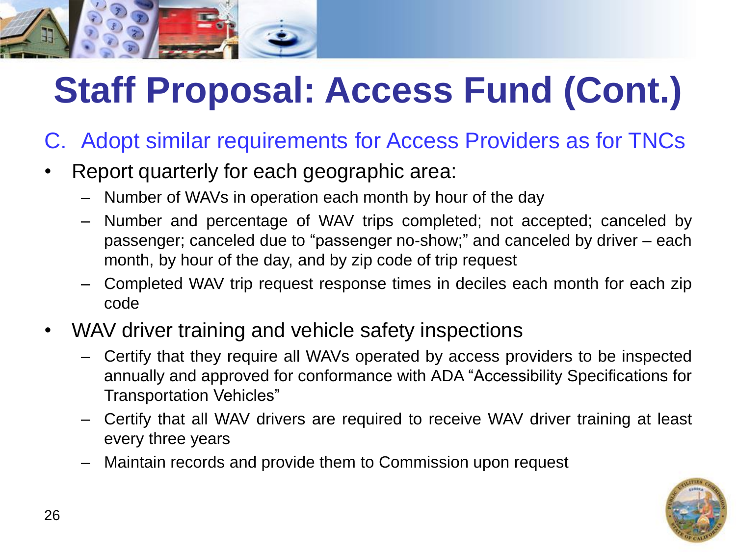# Staff Proposal: Access Fund (Cont.)

C. Adopt similar requirements for Access Providers as for TNCs

- Report quarterly for each geographic area:
  - Number of WAVs in operation each month by hour of the day
  - Number and percentage of WAV trips completed; not accepted; canceled by passenger; canceled due to "passenger no-show;" and canceled by driver – each month, by hour of the day, and by zip code of trip request
  - Completed WAV trip request response times in deciles each month for each zip code
- WAV driver training and vehicle safety inspections
  - Certify that they require all WAVs operated by access providers to be inspected annually and approved for conformance with ADA "Accessibility Specifications for Transportation Vehicles"
  - Certify that all WAV drivers are required to receive WAV driver training at least every three years
  - Maintain records and provide them to Commission upon request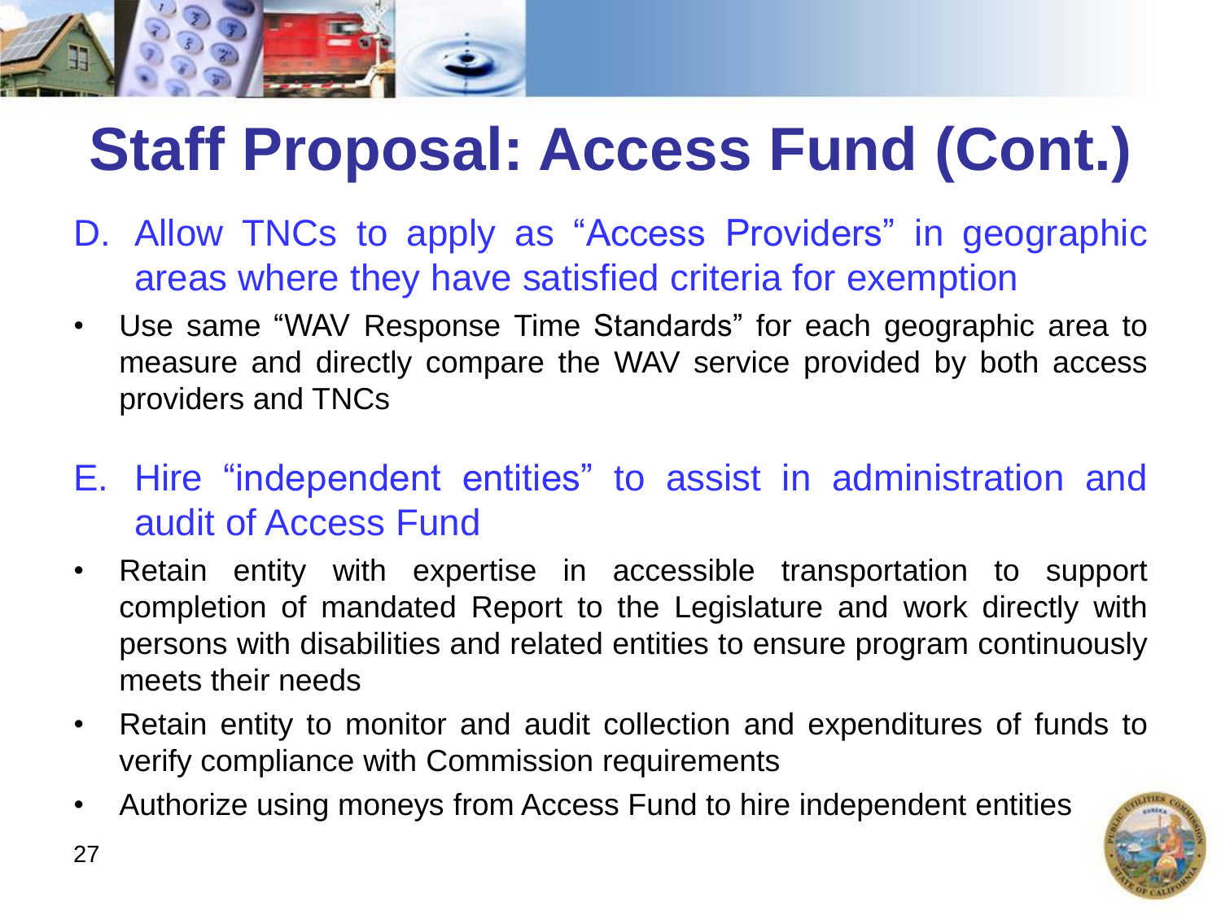# Staff Proposal: Access Fund (Cont.)

D. Allow TNCs to apply as "Access Providers" in geographic areas where they have satisfied criteria for exemption

- Use same "WAV Response Time Standards" for each geographic area to measure and directly compare the WAV service provided by both access providers and TNCs

E. Hire "independent entities" to assist in administration and audit of Access Fund

- Retain entity with expertise in accessible transportation to support completion of mandated Report to the Legislature and work directly with persons with disabilities and related entities to ensure program continuously meets their needs
- Retain entity to monitor and audit collection and expenditures of funds to verify compliance with Commission requirements
- Authorize using moneys from Access Fund to hire independent entities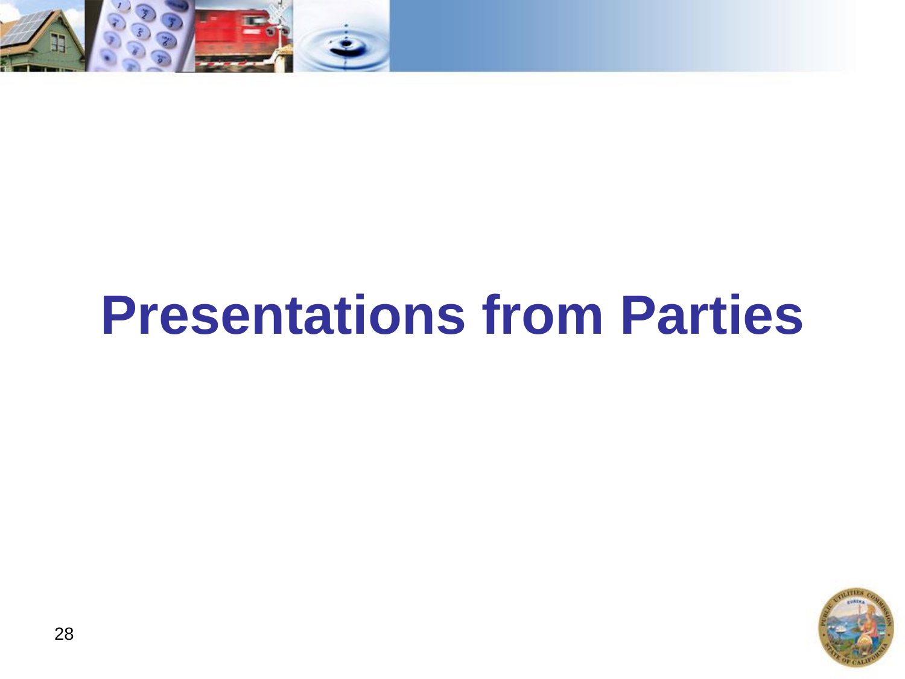# Presentations from Parties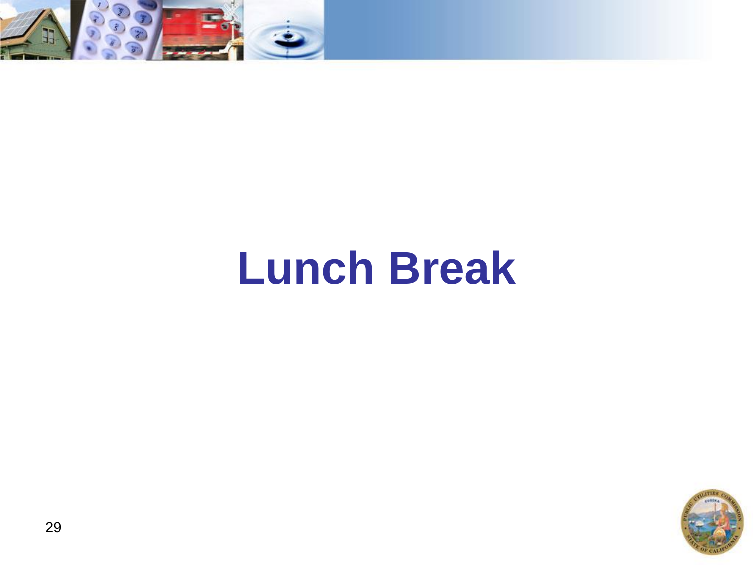# Lunch Break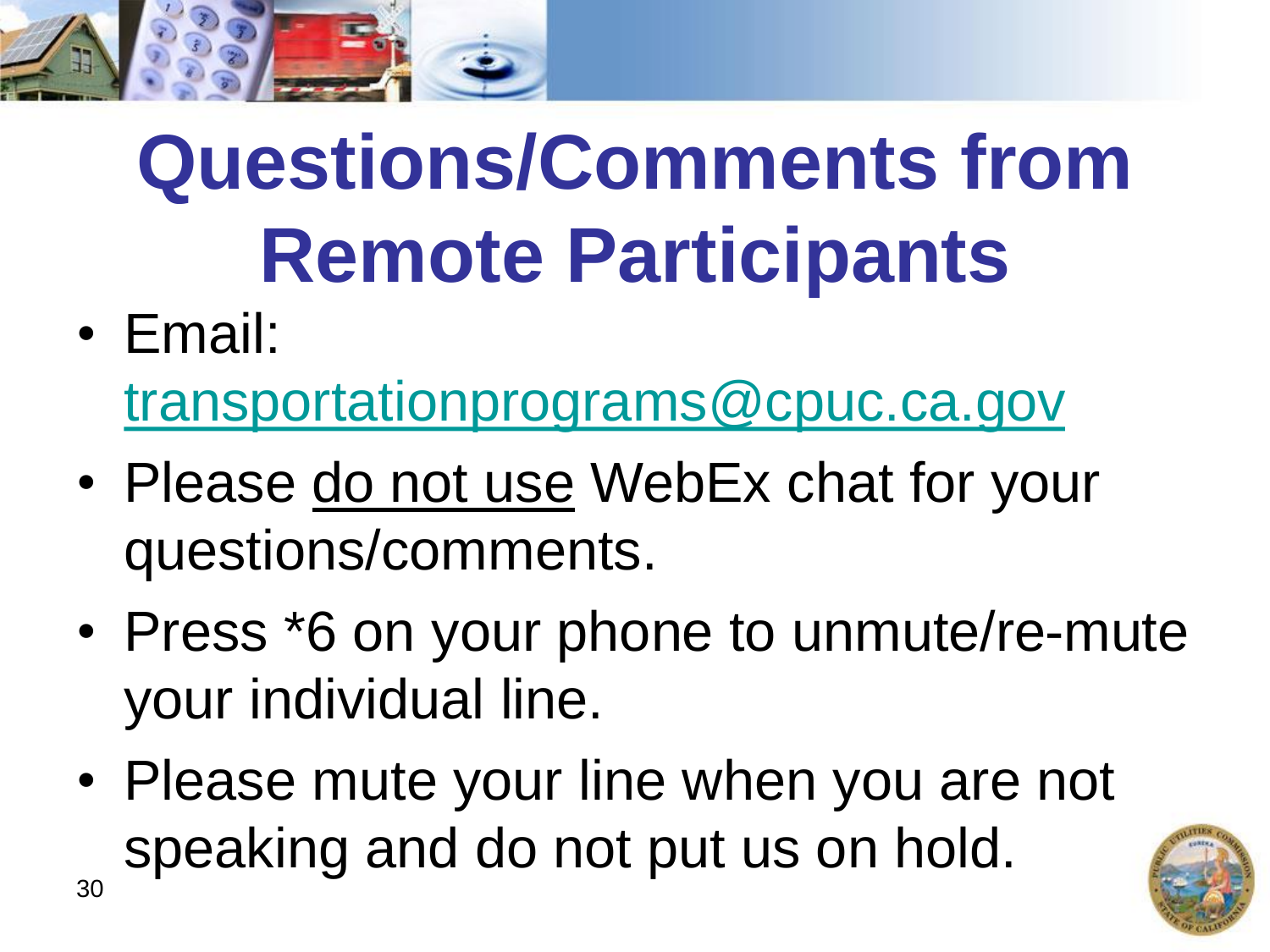# Questions/Comments from Remote Participants

- Email: transportationprograms@cpuc.ca.gov
- Please do not use WebEx chat for your questions/comments.
- Press *6 on your phone to unmute/re-mute your individual line.
- Please mute your line when you are not speaking and do not put us on hold.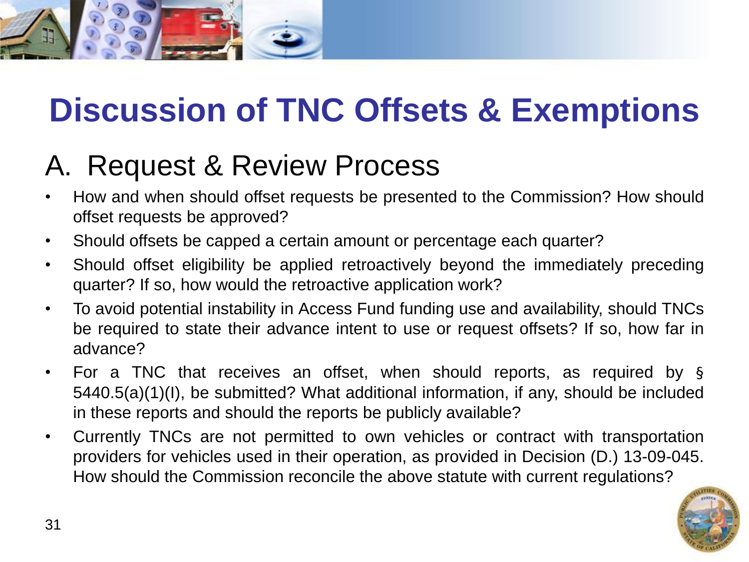# Discussion of TNC Offsets & Exemptions

## A. Request & Review Process

- How and when should offset requests be presented to the Commission? How should offset requests be approved?
- Should offsets be capped a certain amount or percentage each quarter?
- Should offset eligibility be applied retroactively beyond the immediately preceding quarter? If so, how would the retroactive application work?
- To avoid potential instability in Access Fund funding use and availability, should TNCs be required to state their advance intent to use or request offsets? If so, how far in advance?
- For a TNC that receives an offset, when should reports, as required by § 5440.5(a)(1)(I), be submitted? What additional information, if any, should be included in these reports and should the reports be publicly available?
- Currently TNCs are not permitted to own vehicles or contract with transportation providers for vehicles used in their operation, as provided in Decision (D.) 13-09-045. How should the Commission reconcile the above statute with current regulations?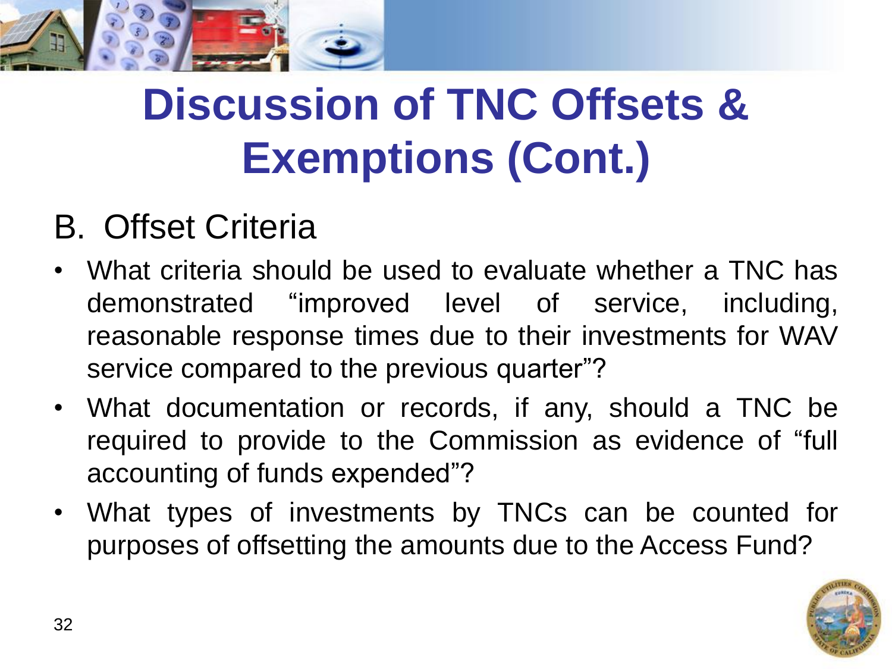# Discussion of TNC Offsets & Exemptions (Cont.)

## B. Offset Criteria

- What criteria should be used to evaluate whether a TNC has demonstrated “improved level of service, including, reasonable response times due to their investments for WAV service compared to the previous quarter”?
- What documentation or records, if any, should a TNC be required to provide to the Commission as evidence of “full accounting of funds expended”?
- What types of investments by TNCs can be counted for purposes of offsetting the amounts due to the Access Fund?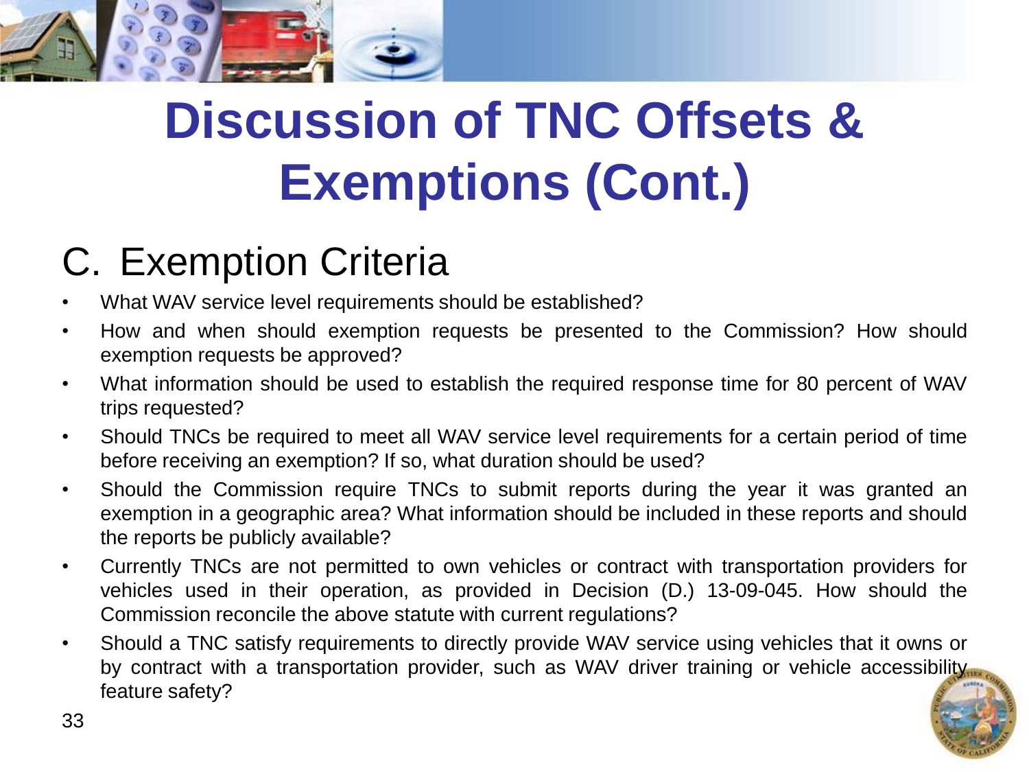# Discussion of TNC Offsets & Exemptions (Cont.)

## C. Exemption Criteria

- What WAV service level requirements should be established?
- How and when should exemption requests be presented to the Commission? How should exemption requests be approved?
- What information should be used to establish the required response time for 80 percent of WAV trips requested?
- Should TNCs be required to meet all WAV service level requirements for a certain period of time before receiving an exemption? If so, what duration should be used?
- Should the Commission require TNCs to submit reports during the year it was granted an exemption in a geographic area? What information should be included in these reports and should the reports be publicly available?
- Currently TNCs are not permitted to own vehicles or contract with transportation providers for vehicles used in their operation, as provided in Decision (D.) 13-09-045. How should the Commission reconcile the above statute with current regulations?
- Should a TNC satisfy requirements to directly provide WAV service using vehicles that it owns or by contract with a transportation provider, such as WAV driver training or vehicle accessibility feature safety?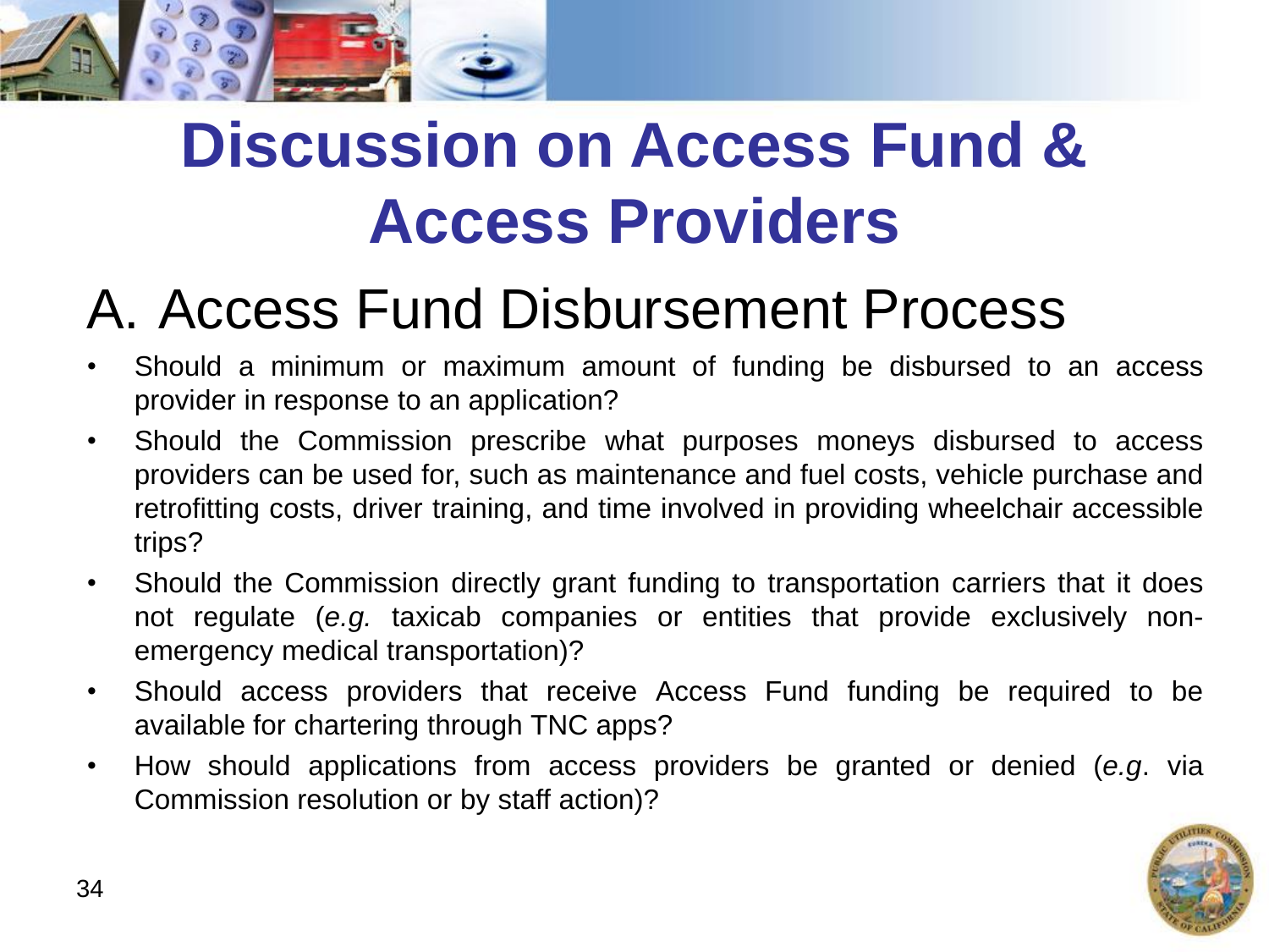# Discussion on Access Fund & Access Providers

## A. Access Fund Disbursement Process

- Should a minimum or maximum amount of funding be disbursed to an access provider in response to an application?
- Should the Commission prescribe what purposes moneys disbursed to access providers can be used for, such as maintenance and fuel costs, vehicle purchase and retrofitting costs, driver training, and time involved in providing wheelchair accessible trips?
- Should the Commission directly grant funding to transportation carriers that it does not regulate (*e.g.* taxicab companies or entities that provide exclusively non-emergency medical transportation)?
- Should access providers that receive Access Fund funding be required to be available for chartering through TNC apps?
- How should applications from access providers be granted or denied (*e.g*. via Commission resolution or by staff action)?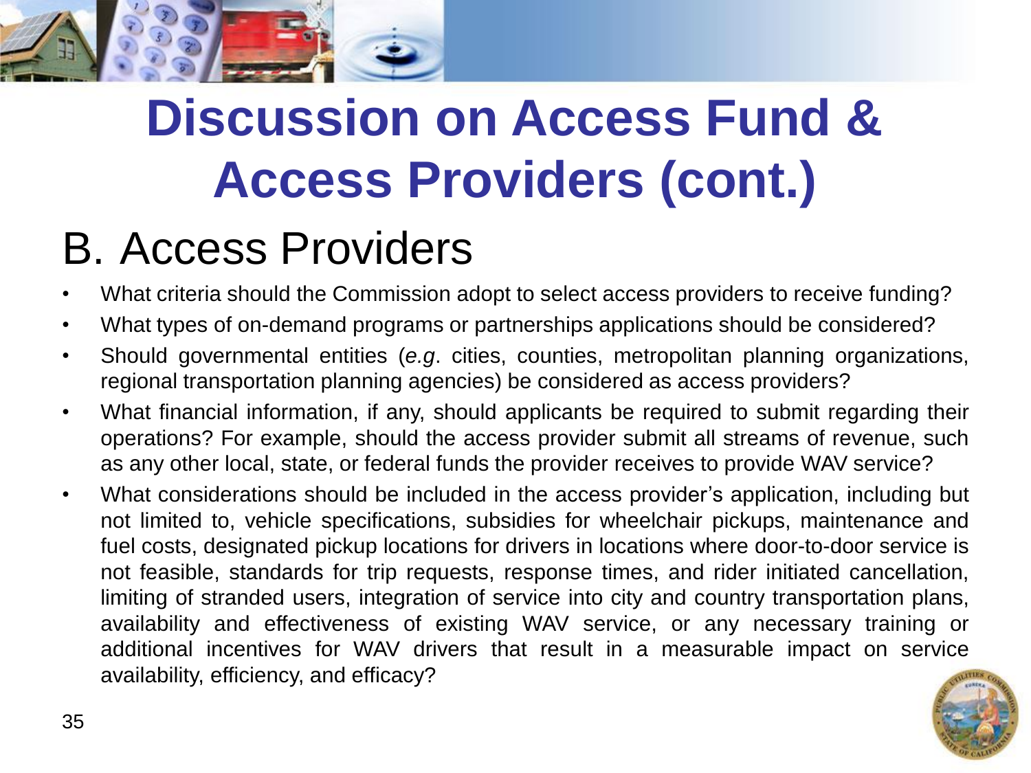# Discussion on Access Fund & Access Providers (cont.)

## B. Access Providers

- What criteria should the Commission adopt to select access providers to receive funding?
- What types of on-demand programs or partnerships applications should be considered?
- Should governmental entities (*e.g*. cities, counties, metropolitan planning organizations, regional transportation planning agencies) be considered as access providers?
- What financial information, if any, should applicants be required to submit regarding their operations? For example, should the access provider submit all streams of revenue, such as any other local, state, or federal funds the provider receives to provide WAV service?
- What considerations should be included in the access provider's application, including but not limited to, vehicle specifications, subsidies for wheelchair pickups, maintenance and fuel costs, designated pickup locations for drivers in locations where door-to-door service is not feasible, standards for trip requests, response times, and rider initiated cancellation, limiting of stranded users, integration of service into city and country transportation plans, availability and effectiveness of existing WAV service, or any necessary training or additional incentives for WAV drivers that result in a measurable impact on service availability, efficiency, and efficacy?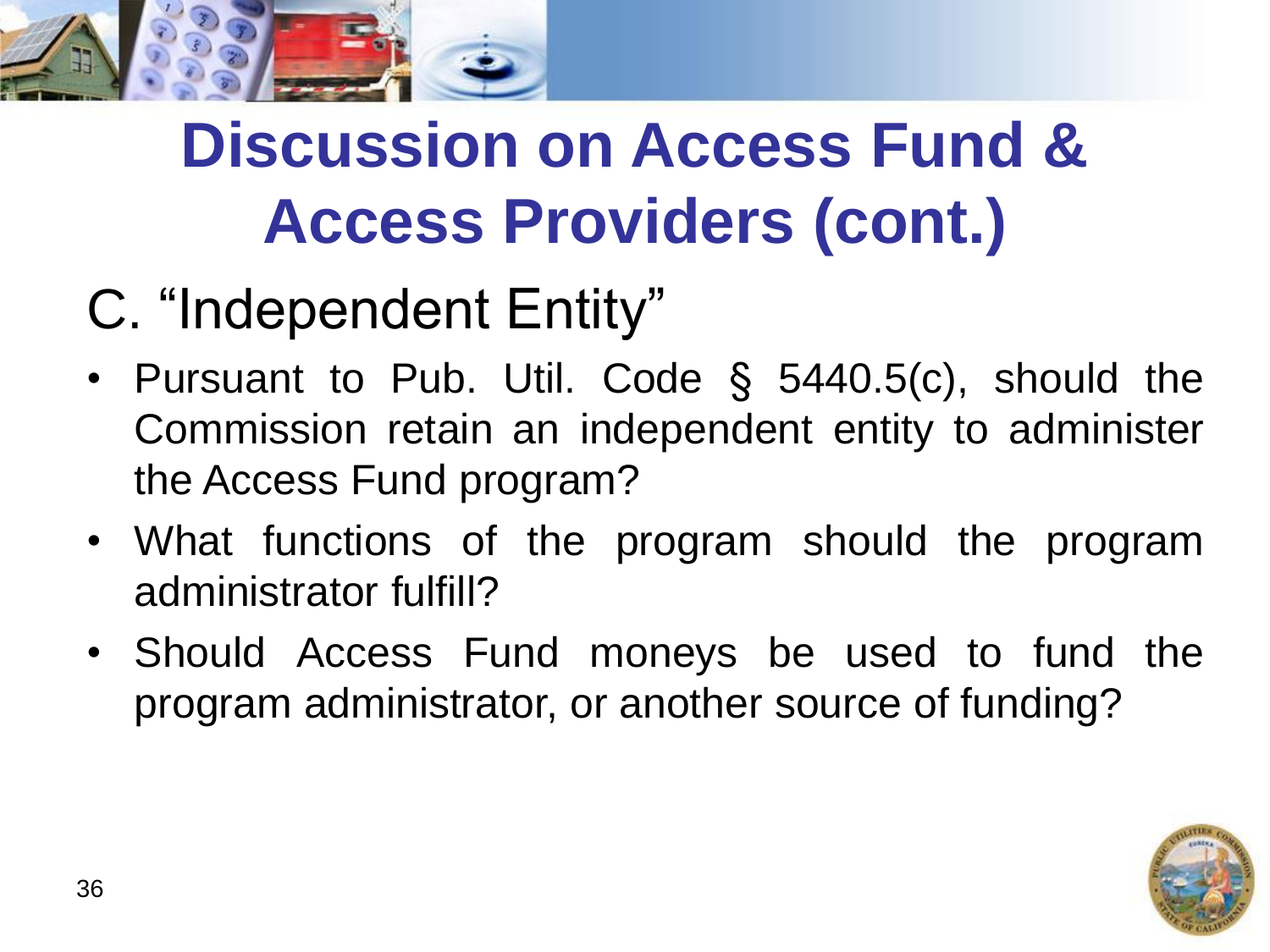# Discussion on Access Fund & Access Providers (cont.)

## C. "Independent Entity"

- Pursuant to Pub. Util. Code § 5440.5(c), should the Commission retain an independent entity to administer the Access Fund program?
- What functions of the program should the program administrator fulfill?
- Should Access Fund moneys be used to fund the program administrator, or another source of funding?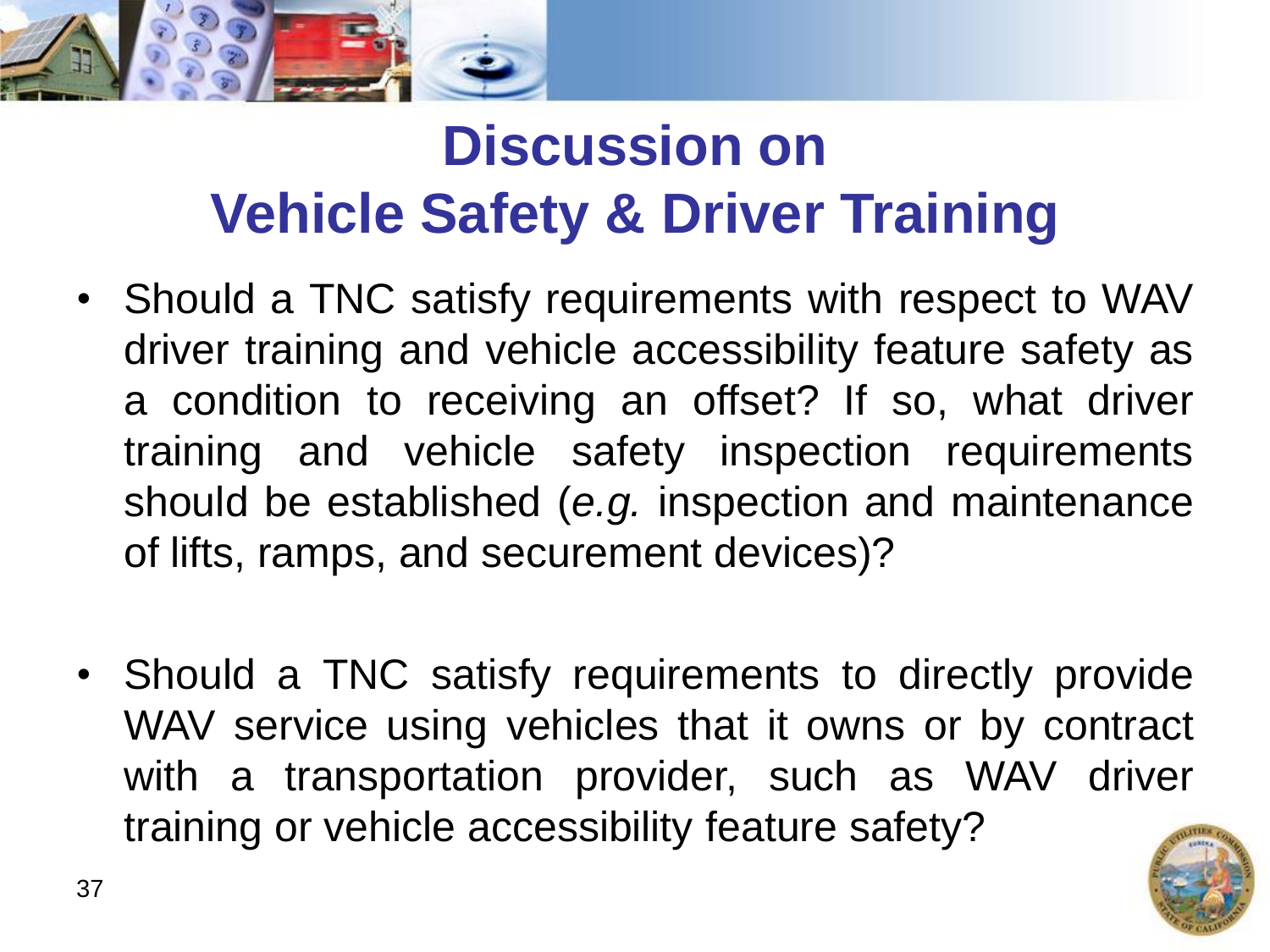# Discussion on Vehicle Safety & Driver Training

- Should a TNC satisfy requirements with respect to WAV driver training and vehicle accessibility feature safety as a condition to receiving an offset? If so, what driver training and vehicle safety inspection requirements should be established (*e.g.* inspection and maintenance of lifts, ramps, and securement devices)?

- Should a TNC satisfy requirements to directly provide WAV service using vehicles that it owns or by contract with a transportation provider, such as WAV driver training or vehicle accessibility feature safety?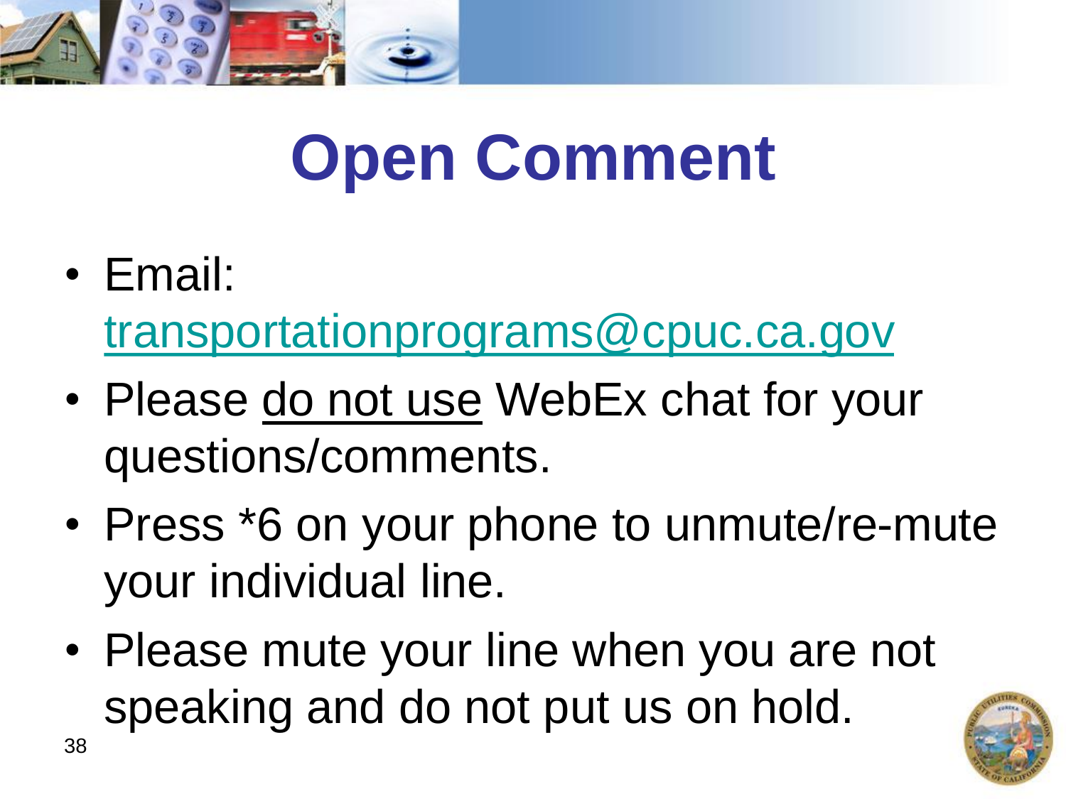# Open Comment

- Email: transportationprograms@cpuc.ca.gov
- Please <u>do not use</u> WebEx chat for your questions/comments.
- Press *6 on your phone to unmute/re-mute your individual line.
- Please mute your line when you are not speaking and do not put us on hold.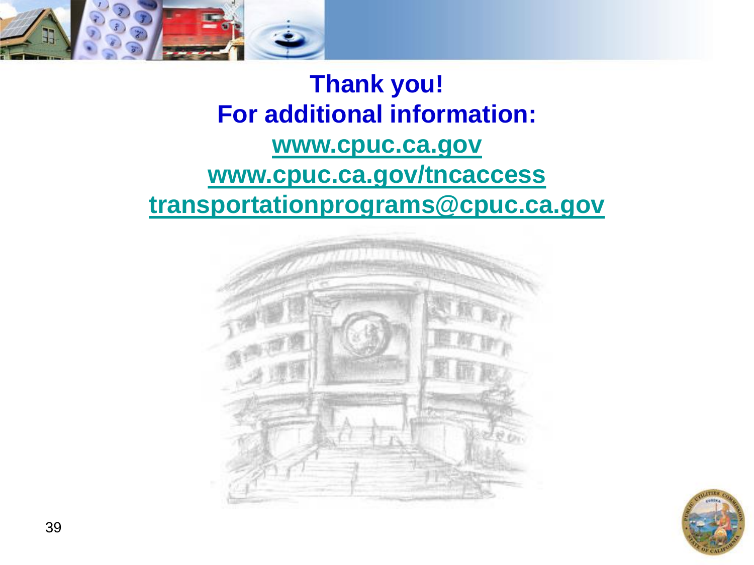**Thank you!**

**For additional information:**

**www.cpuc.ca.gov**

**www.cpuc.ca.gov/tncaccess**

**transportationprograms@cpuc.ca.gov**